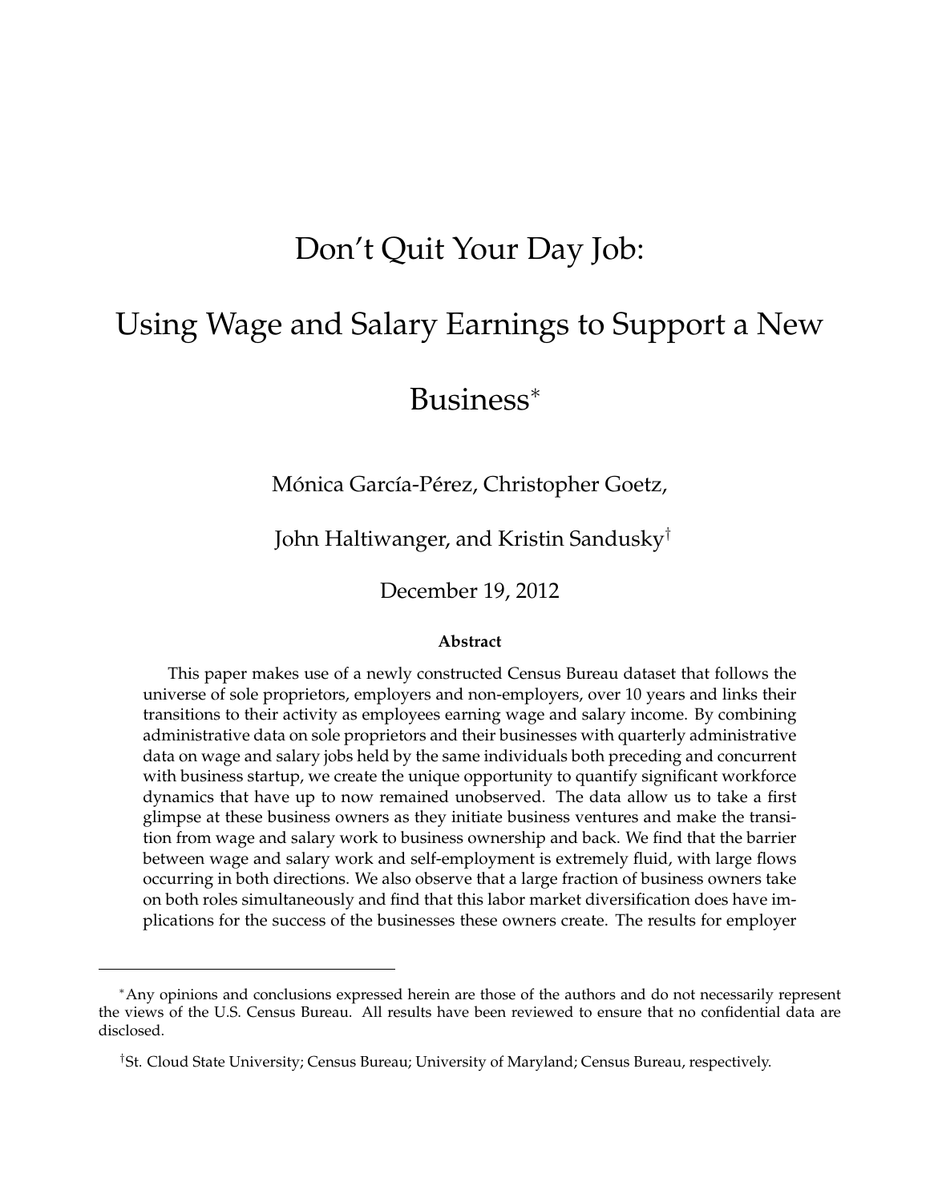# Don't Quit Your Day Job: Using Wage and Salary Earnings to Support a New Business*

Mónica García-Pérez, Christopher Goetz,

John Haltiwanger, and Kristin Sandusky†

December 19, 2012

**Abstract**

This paper makes use of a newly constructed Census Bureau dataset that follows the universe of sole proprietors, employers and non-employers, over 10 years and links their transitions to their activity as employees earning wage and salary income. By combining administrative data on sole proprietors and their businesses with quarterly administrative data on wage and salary jobs held by the same individuals both preceding and concurrent with business startup, we create the unique opportunity to quantify significant workforce dynamics that have up to now remained unobserved. The data allow us to take a first glimpse at these business owners as they initiate business ventures and make the transition from wage and salary work to business ownership and back. We find that the barrier between wage and salary work and self-employment is extremely fluid, with large flows occurring in both directions. We also observe that a large fraction of business owners take on both roles simultaneously and find that this labor market diversification does have implications for the success of the businesses these owners create. The results for employer

---

*Any opinions and conclusions expressed herein are those of the authors and do not necessarily represent the views of the U.S. Census Bureau. All results have been reviewed to ensure that no confidential data are disclosed.

†St. Cloud State University; Census Bureau; University of Maryland; Census Bureau, respectively.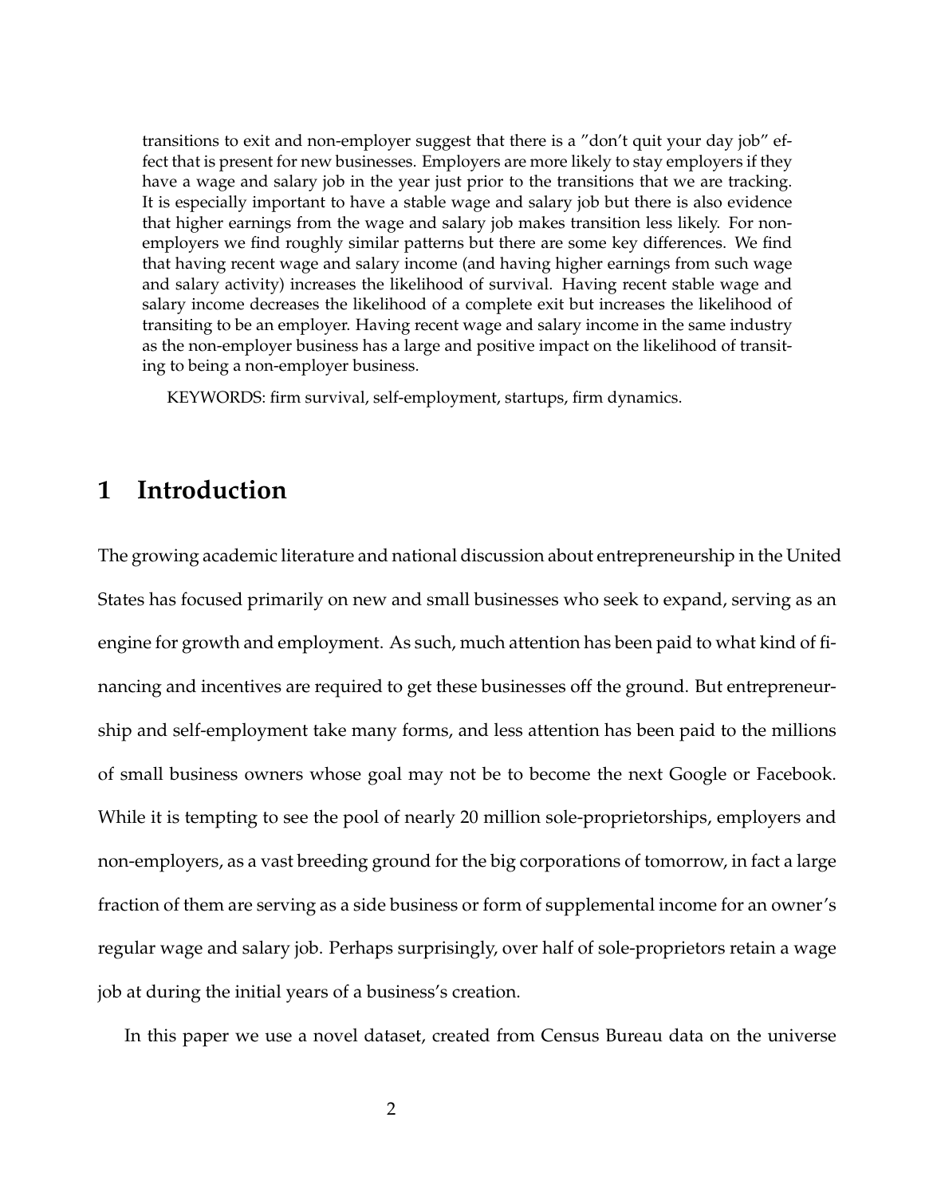transitions to exit and non-employer suggest that there is a "don't quit your day job" effect that is present for new businesses. Employers are more likely to stay employers if they have a wage and salary job in the year just prior to the transitions that we are tracking. It is especially important to have a stable wage and salary job but there is also evidence that higher earnings from the wage and salary job makes transition less likely. For non-employers we find roughly similar patterns but there are some key differences. We find that having recent wage and salary income (and having higher earnings from such wage and salary activity) increases the likelihood of survival. Having recent stable wage and salary income decreases the likelihood of a complete exit but increases the likelihood of transiting to be an employer. Having recent wage and salary income in the same industry as the non-employer business has a large and positive impact on the likelihood of transiting to being a non-employer business.

KEYWORDS: firm survival, self-employment, startups, firm dynamics.

# 1 Introduction

The growing academic literature and national discussion about entrepreneurship in the United States has focused primarily on new and small businesses who seek to expand, serving as an engine for growth and employment. As such, much attention has been paid to what kind of financing and incentives are required to get these businesses off the ground. But entrepreneurship and self-employment take many forms, and less attention has been paid to the millions of small business owners whose goal may not be to become the next Google or Facebook. While it is tempting to see the pool of nearly 20 million sole-proprietorships, employers and non-employers, as a vast breeding ground for the big corporations of tomorrow, in fact a large fraction of them are serving as a side business or form of supplemental income for an owner's regular wage and salary job. Perhaps surprisingly, over half of sole-proprietors retain a wage job at during the initial years of a business's creation.

In this paper we use a novel dataset, created from Census Bureau data on the universe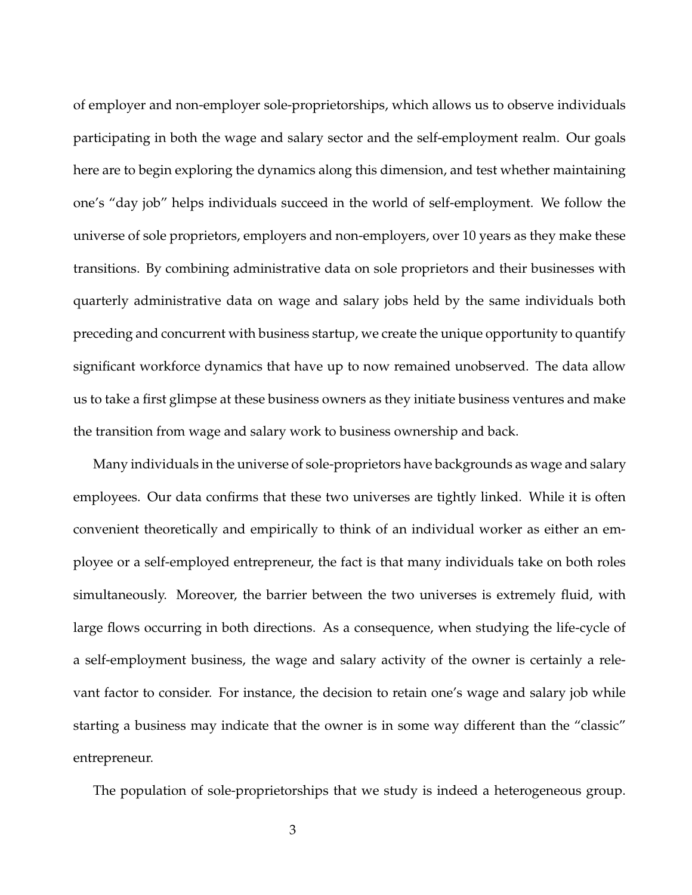of employer and non-employer sole-proprietorships, which allows us to observe individuals participating in both the wage and salary sector and the self-employment realm. Our goals here are to begin exploring the dynamics along this dimension, and test whether maintaining one's "day job" helps individuals succeed in the world of self-employment. We follow the universe of sole proprietors, employers and non-employers, over 10 years as they make these transitions. By combining administrative data on sole proprietors and their businesses with quarterly administrative data on wage and salary jobs held by the same individuals both preceding and concurrent with business startup, we create the unique opportunity to quantify significant workforce dynamics that have up to now remained unobserved. The data allow us to take a first glimpse at these business owners as they initiate business ventures and make the transition from wage and salary work to business ownership and back.

Many individuals in the universe of sole-proprietors have backgrounds as wage and salary employees. Our data confirms that these two universes are tightly linked. While it is often convenient theoretically and empirically to think of an individual worker as either an employee or a self-employed entrepreneur, the fact is that many individuals take on both roles simultaneously. Moreover, the barrier between the two universes is extremely fluid, with large flows occurring in both directions. As a consequence, when studying the life-cycle of a self-employment business, the wage and salary activity of the owner is certainly a relevant factor to consider. For instance, the decision to retain one's wage and salary job while starting a business may indicate that the owner is in some way different than the "classic" entrepreneur.

The population of sole-proprietorships that we study is indeed a heterogeneous group.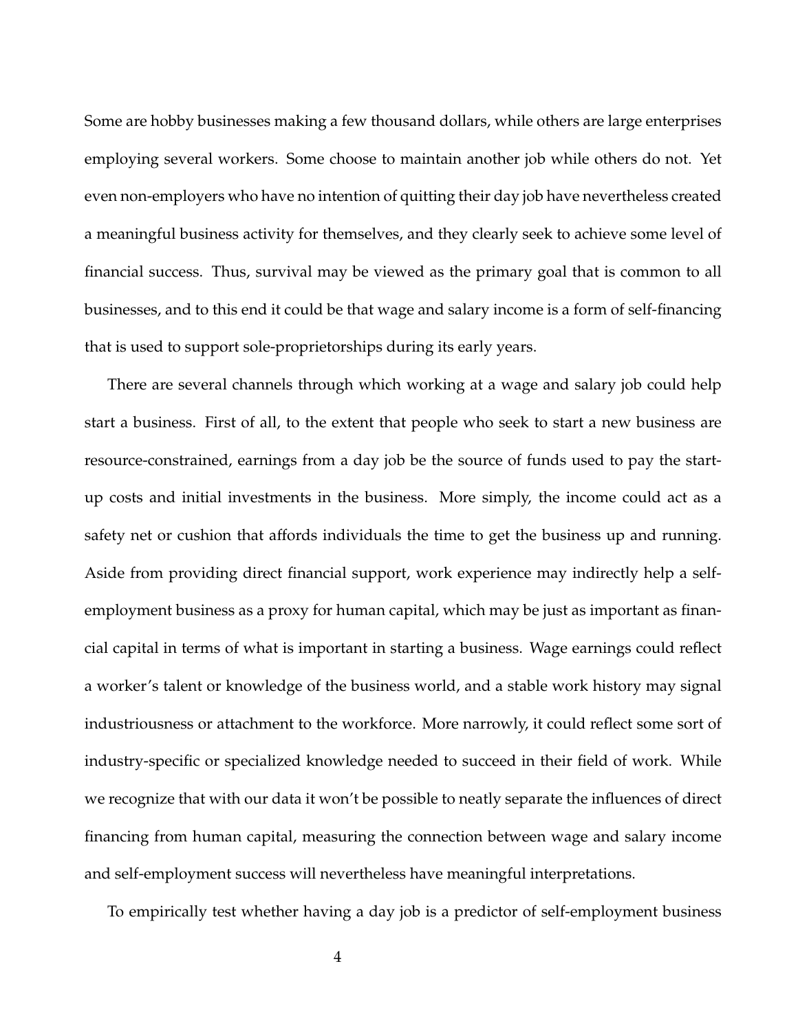Some are hobby businesses making a few thousand dollars, while others are large enterprises employing several workers. Some choose to maintain another job while others do not. Yet even non-employers who have no intention of quitting their day job have nevertheless created a meaningful business activity for themselves, and they clearly seek to achieve some level of financial success. Thus, survival may be viewed as the primary goal that is common to all businesses, and to this end it could be that wage and salary income is a form of self-financing that is used to support sole-proprietorships during its early years.

There are several channels through which working at a wage and salary job could help start a business. First of all, to the extent that people who seek to start a new business are resource-constrained, earnings from a day job be the source of funds used to pay the start-up costs and initial investments in the business. More simply, the income could act as a safety net or cushion that affords individuals the time to get the business up and running. Aside from providing direct financial support, work experience may indirectly help a self-employment business as a proxy for human capital, which may be just as important as financial capital in terms of what is important in starting a business. Wage earnings could reflect a worker's talent or knowledge of the business world, and a stable work history may signal industriousness or attachment to the workforce. More narrowly, it could reflect some sort of industry-specific or specialized knowledge needed to succeed in their field of work. While we recognize that with our data it won't be possible to neatly separate the influences of direct financing from human capital, measuring the connection between wage and salary income and self-employment success will nevertheless have meaningful interpretations.

To empirically test whether having a day job is a predictor of self-employment business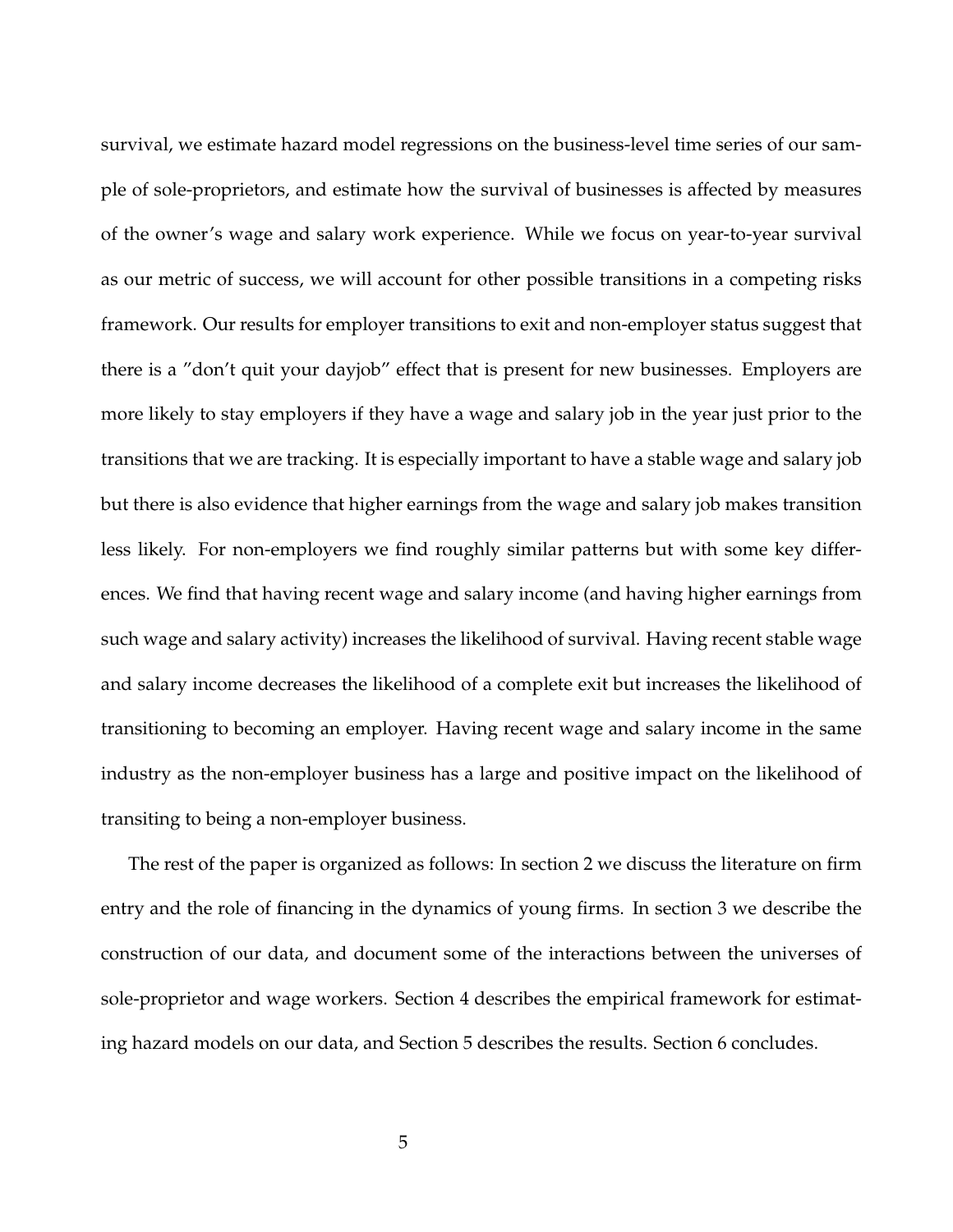survival, we estimate hazard model regressions on the business-level time series of our sample of sole-proprietors, and estimate how the survival of businesses is affected by measures of the owner's wage and salary work experience. While we focus on year-to-year survival as our metric of success, we will account for other possible transitions in a competing risks framework. Our results for employer transitions to exit and non-employer status suggest that there is a "don't quit your dayjob" effect that is present for new businesses. Employers are more likely to stay employers if they have a wage and salary job in the year just prior to the transitions that we are tracking. It is especially important to have a stable wage and salary job but there is also evidence that higher earnings from the wage and salary job makes transition less likely. For non-employers we find roughly similar patterns but with some key differences. We find that having recent wage and salary income (and having higher earnings from such wage and salary activity) increases the likelihood of survival. Having recent stable wage and salary income decreases the likelihood of a complete exit but increases the likelihood of transitioning to becoming an employer. Having recent wage and salary income in the same industry as the non-employer business has a large and positive impact on the likelihood of transiting to being a non-employer business.

The rest of the paper is organized as follows: In section 2 we discuss the literature on firm entry and the role of financing in the dynamics of young firms. In section 3 we describe the construction of our data, and document some of the interactions between the universes of sole-proprietor and wage workers. Section 4 describes the empirical framework for estimating hazard models on our data, and Section 5 describes the results. Section 6 concludes.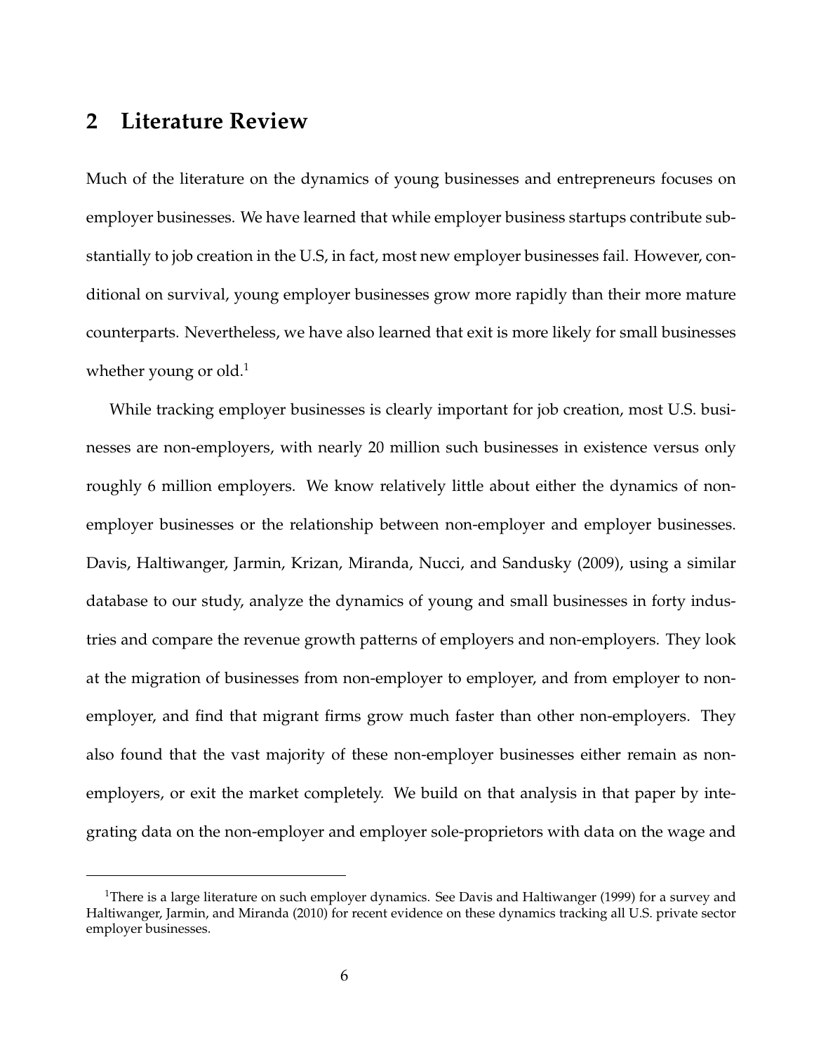## 2 Literature Review

Much of the literature on the dynamics of young businesses and entrepreneurs focuses on employer businesses. We have learned that while employer business startups contribute substantially to job creation in the U.S, in fact, most new employer businesses fail. However, conditional on survival, young employer businesses grow more rapidly than their more mature counterparts. Nevertheless, we have also learned that exit is more likely for small businesses whether young or old.[1]

While tracking employer businesses is clearly important for job creation, most U.S. businesses are non-employers, with nearly 20 million such businesses in existence versus only roughly 6 million employers. We know relatively little about either the dynamics of non-employer businesses or the relationship between non-employer and employer businesses. Davis, Haltiwanger, Jarmin, Krizan, Miranda, Nucci, and Sandusky (2009), using a similar database to our study, analyze the dynamics of young and small businesses in forty industries and compare the revenue growth patterns of employers and non-employers. They look at the migration of businesses from non-employer to employer, and from employer to non-employer, and find that migrant firms grow much faster than other non-employers. They also found that the vast majority of these non-employer businesses either remain as non-employers, or exit the market completely. We build on that analysis in that paper by integrating data on the non-employer and employer sole-proprietors with data on the wage and

[1] There is a large literature on such employer dynamics. See Davis and Haltiwanger (1999) for a survey and Haltiwanger, Jarmin, and Miranda (2010) for recent evidence on these dynamics tracking all U.S. private sector employer businesses.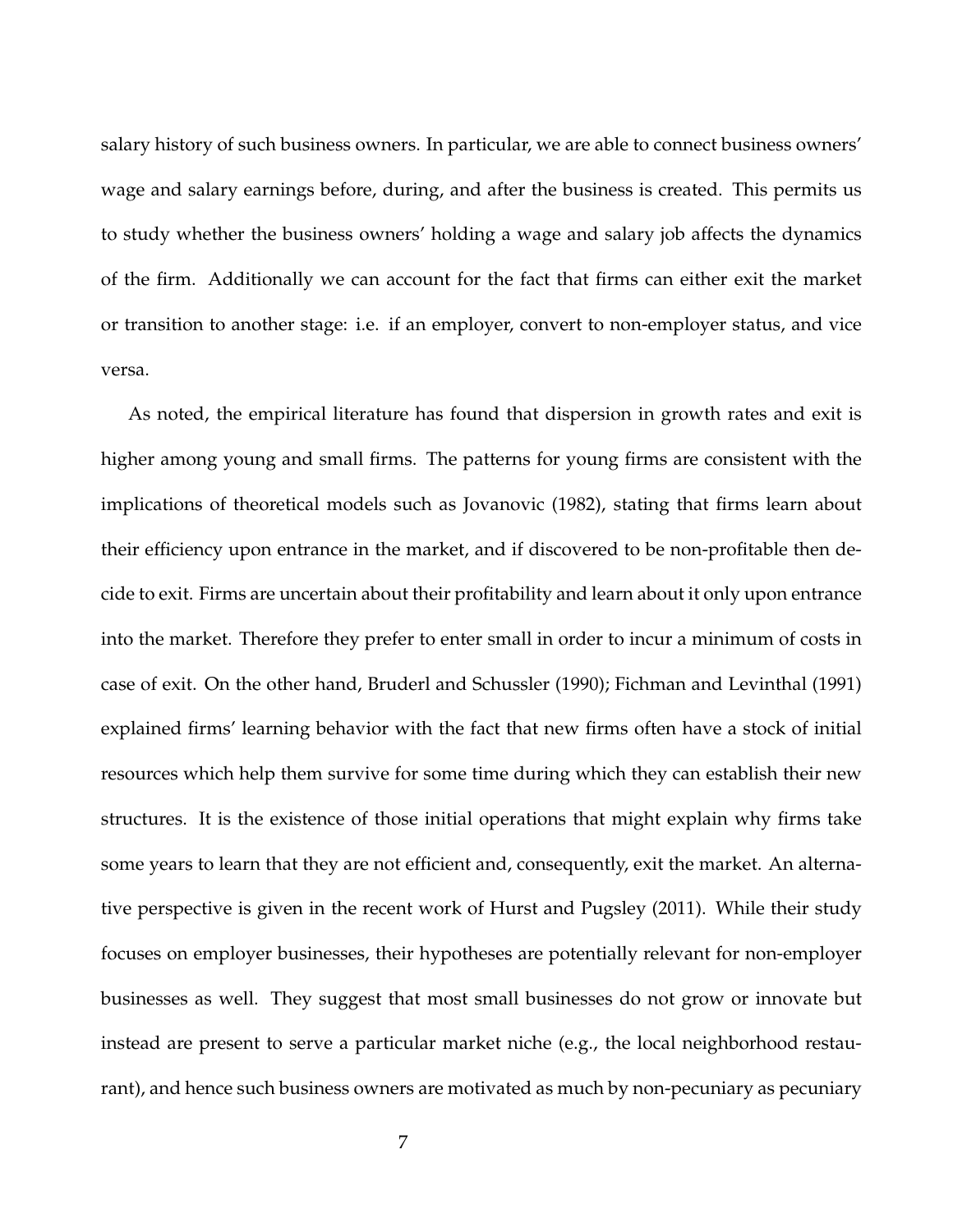salary history of such business owners. In particular, we are able to connect business owners' wage and salary earnings before, during, and after the business is created. This permits us to study whether the business owners' holding a wage and salary job affects the dynamics of the firm. Additionally we can account for the fact that firms can either exit the market or transition to another stage: i.e. if an employer, convert to non-employer status, and vice versa.

As noted, the empirical literature has found that dispersion in growth rates and exit is higher among young and small firms. The patterns for young firms are consistent with the implications of theoretical models such as Jovanovic (1982), stating that firms learn about their efficiency upon entrance in the market, and if discovered to be non-profitable then decide to exit. Firms are uncertain about their profitability and learn about it only upon entrance into the market. Therefore they prefer to enter small in order to incur a minimum of costs in case of exit. On the other hand, Bruderl and Schussler (1990); Fichman and Levinthal (1991) explained firms' learning behavior with the fact that new firms often have a stock of initial resources which help them survive for some time during which they can establish their new structures. It is the existence of those initial operations that might explain why firms take some years to learn that they are not efficient and, consequently, exit the market. An alternative perspective is given in the recent work of Hurst and Pugsley (2011). While their study focuses on employer businesses, their hypotheses are potentially relevant for non-employer businesses as well. They suggest that most small businesses do not grow or innovate but instead are present to serve a particular market niche (e.g., the local neighborhood restaurant), and hence such business owners are motivated as much by non-pecuniary as pecuniary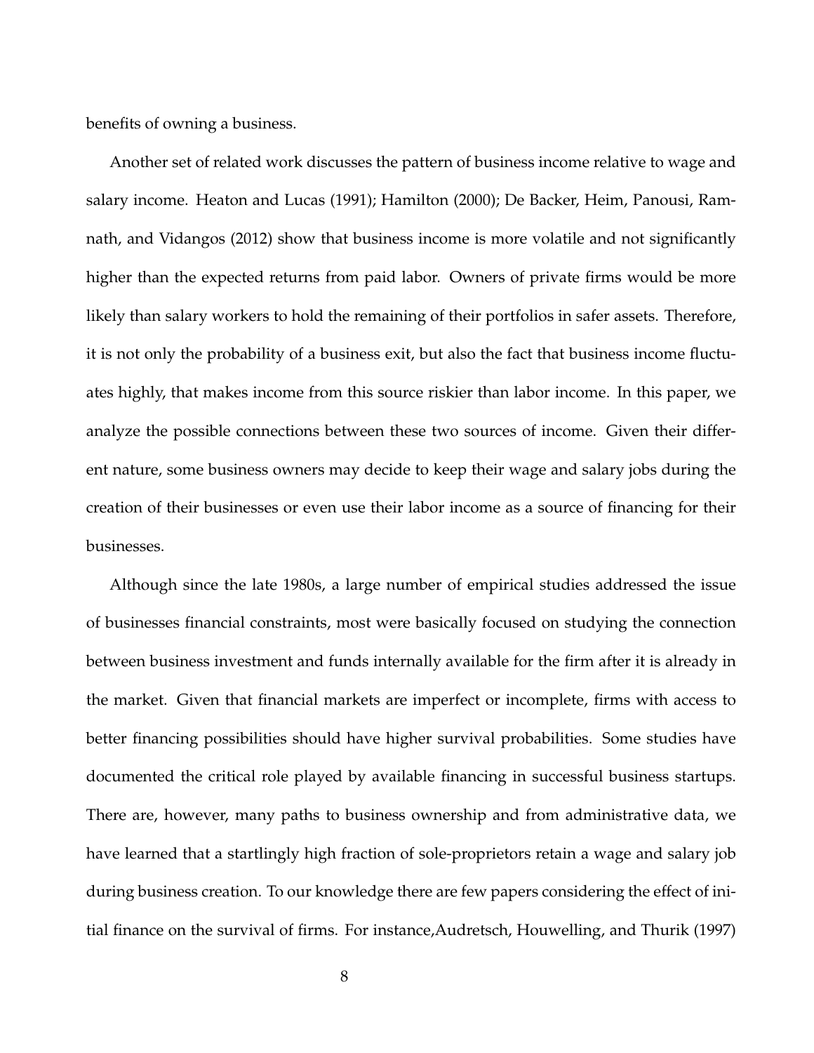benefits of owning a business.

Another set of related work discusses the pattern of business income relative to wage and salary income. Heaton and Lucas (1991); Hamilton (2000); De Backer, Heim, Panousi, Ramnath, and Vidangos (2012) show that business income is more volatile and not significantly higher than the expected returns from paid labor. Owners of private firms would be more likely than salary workers to hold the remaining of their portfolios in safer assets. Therefore, it is not only the probability of a business exit, but also the fact that business income fluctuates highly, that makes income from this source riskier than labor income. In this paper, we analyze the possible connections between these two sources of income. Given their different nature, some business owners may decide to keep their wage and salary jobs during the creation of their businesses or even use their labor income as a source of financing for their businesses.

Although since the late 1980s, a large number of empirical studies addressed the issue of businesses financial constraints, most were basically focused on studying the connection between business investment and funds internally available for the firm after it is already in the market. Given that financial markets are imperfect or incomplete, firms with access to better financing possibilities should have higher survival probabilities. Some studies have documented the critical role played by available financing in successful business startups. There are, however, many paths to business ownership and from administrative data, we have learned that a startlingly high fraction of sole-proprietors retain a wage and salary job during business creation. To our knowledge there are few papers considering the effect of initial finance on the survival of firms. For instance,Audretsch, Houwelling, and Thurik (1997)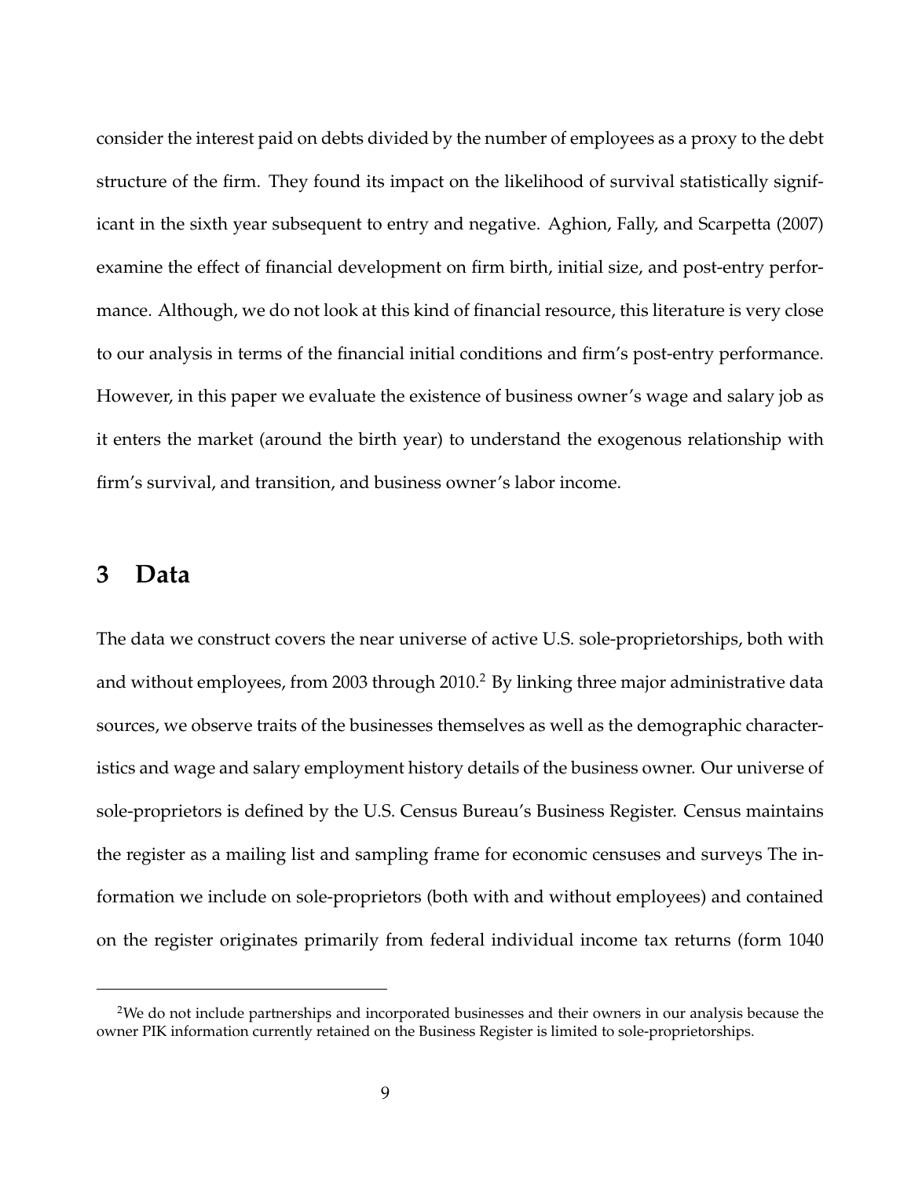consider the interest paid on debts divided by the number of employees as a proxy to the debt structure of the firm. They found its impact on the likelihood of survival statistically significant in the sixth year subsequent to entry and negative. Aghion, Fally, and Scarpetta (2007) examine the effect of financial development on firm birth, initial size, and post-entry performance. Although, we do not look at this kind of financial resource, this literature is very close to our analysis in terms of the financial initial conditions and firm's post-entry performance. However, in this paper we evaluate the existence of business owner's wage and salary job as it enters the market (around the birth year) to understand the exogenous relationship with firm's survival, and transition, and business owner's labor income.

## 3 Data

The data we construct covers the near universe of active U.S. sole-proprietorships, both with and without employees, from 2003 through 2010.[2] By linking three major administrative data sources, we observe traits of the businesses themselves as well as the demographic characteristics and wage and salary employment history details of the business owner. Our universe of sole-proprietors is defined by the U.S. Census Bureau's Business Register. Census maintains the register as a mailing list and sampling frame for economic censuses and surveys The information we include on sole-proprietors (both with and without employees) and contained on the register originates primarily from federal individual income tax returns (form 1040

[2] We do not include partnerships and incorporated businesses and their owners in our analysis because the owner PIK information currently retained on the Business Register is limited to sole-proprietorships.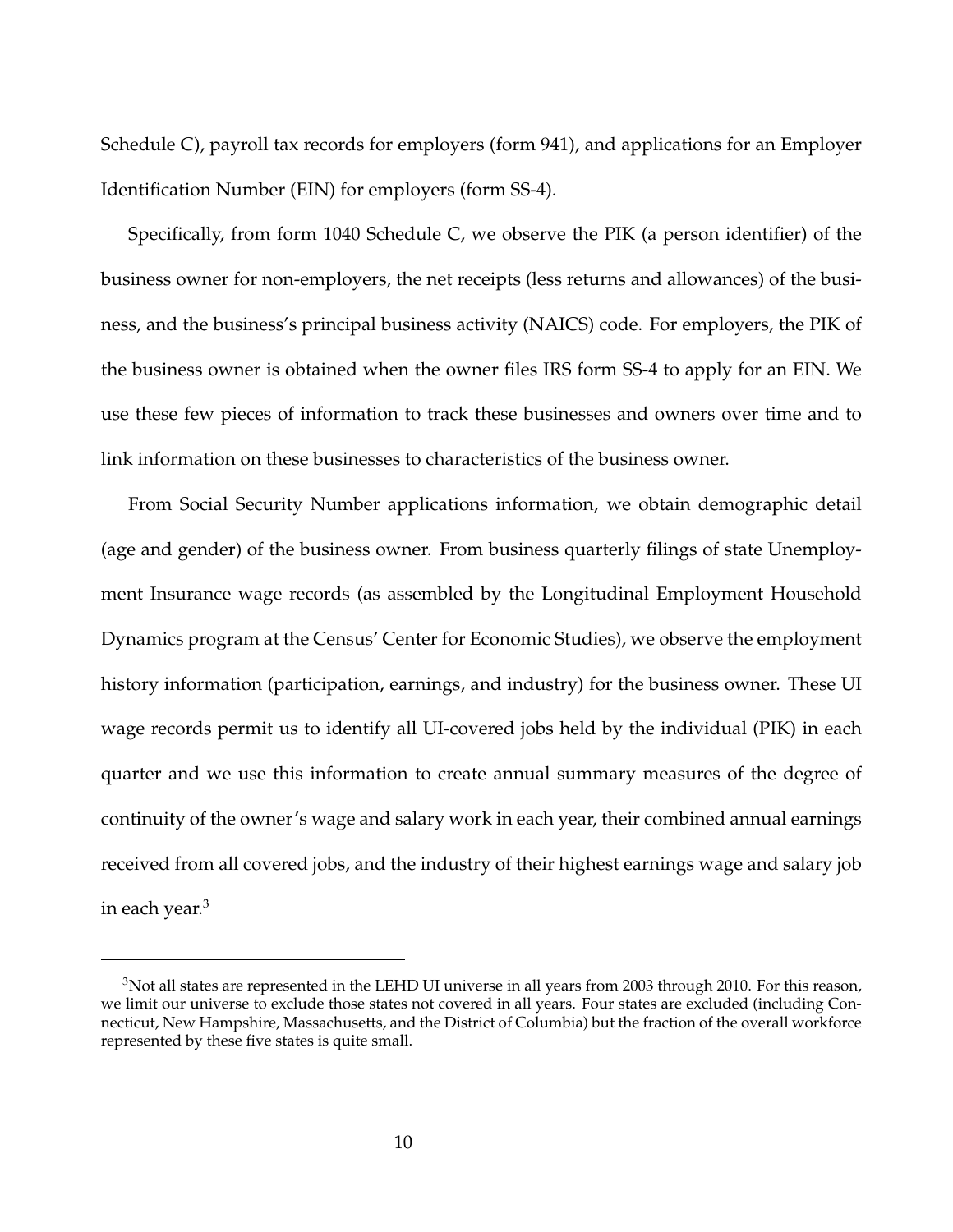Schedule C), payroll tax records for employers (form 941), and applications for an Employer Identification Number (EIN) for employers (form SS-4).

Specifically, from form 1040 Schedule C, we observe the PIK (a person identifier) of the business owner for non-employers, the net receipts (less returns and allowances) of the business, and the business's principal business activity (NAICS) code. For employers, the PIK of the business owner is obtained when the owner files IRS form SS-4 to apply for an EIN. We use these few pieces of information to track these businesses and owners over time and to link information on these businesses to characteristics of the business owner.

From Social Security Number applications information, we obtain demographic detail (age and gender) of the business owner. From business quarterly filings of state Unemployment Insurance wage records (as assembled by the Longitudinal Employment Household Dynamics program at the Census' Center for Economic Studies), we observe the employment history information (participation, earnings, and industry) for the business owner. These UI wage records permit us to identify all UI-covered jobs held by the individual (PIK) in each quarter and we use this information to create annual summary measures of the degree of continuity of the owner's wage and salary work in each year, their combined annual earnings received from all covered jobs, and the industry of their highest earnings wage and salary job in each year.[3]

[3]Not all states are represented in the LEHD UI universe in all years from 2003 through 2010. For this reason, we limit our universe to exclude those states not covered in all years. Four states are excluded (including Connecticut, New Hampshire, Massachusetts, and the District of Columbia) but the fraction of the overall workforce represented by these five states is quite small.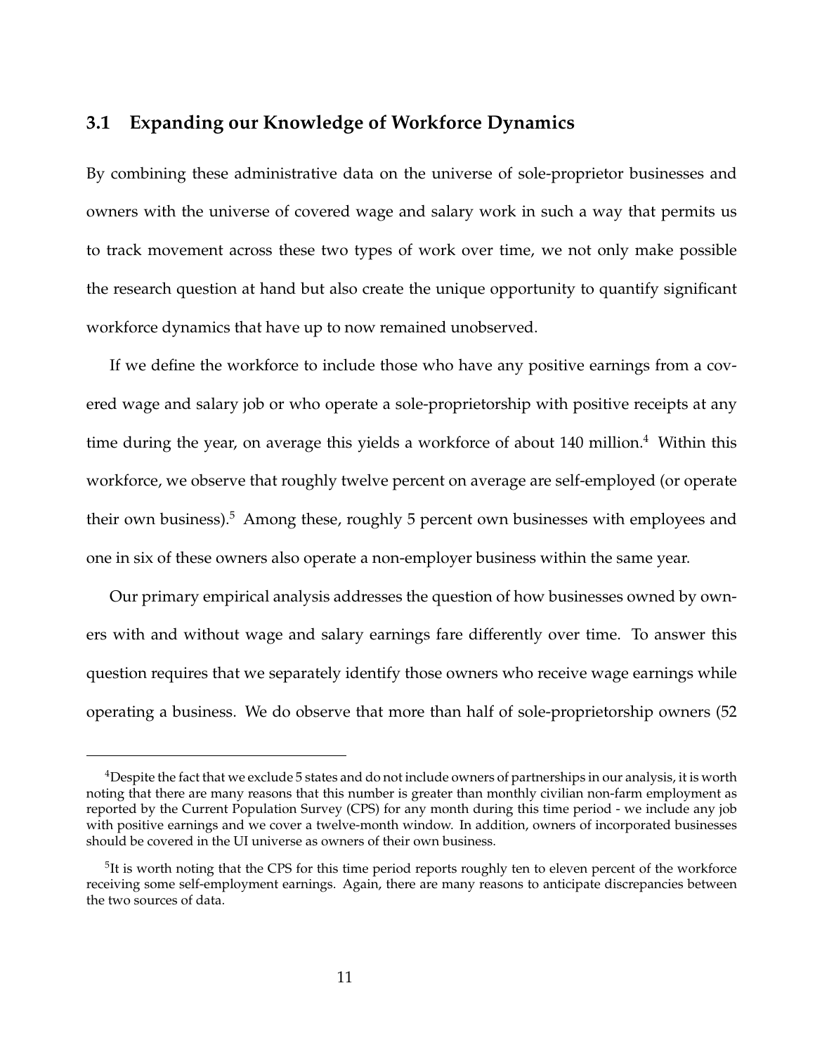### 3.1 Expanding our Knowledge of Workforce Dynamics

By combining these administrative data on the universe of sole-proprietor businesses and owners with the universe of covered wage and salary work in such a way that permits us to track movement across these two types of work over time, we not only make possible the research question at hand but also create the unique opportunity to quantify significant workforce dynamics that have up to now remained unobserved.

If we define the workforce to include those who have any positive earnings from a covered wage and salary job or who operate a sole-proprietorship with positive receipts at any time during the year, on average this yields a workforce of about 140 million.[4] Within this workforce, we observe that roughly twelve percent on average are self-employed (or operate their own business).[5] Among these, roughly 5 percent own businesses with employees and one in six of these owners also operate a non-employer business within the same year.

Our primary empirical analysis addresses the question of how businesses owned by owners with and without wage and salary earnings fare differently over time. To answer this question requires that we separately identify those owners who receive wage earnings while operating a business. We do observe that more than half of sole-proprietorship owners (52

---

[4]Despite the fact that we exclude 5 states and do not include owners of partnerships in our analysis, it is worth noting that there are many reasons that this number is greater than monthly civilian non-farm employment as reported by the Current Population Survey (CPS) for any month during this time period - we include any job with positive earnings and we cover a twelve-month window. In addition, owners of incorporated businesses should be covered in the UI universe as owners of their own business.

[5]It is worth noting that the CPS for this time period reports roughly ten to eleven percent of the workforce receiving some self-employment earnings. Again, there are many reasons to anticipate discrepancies between the two sources of data.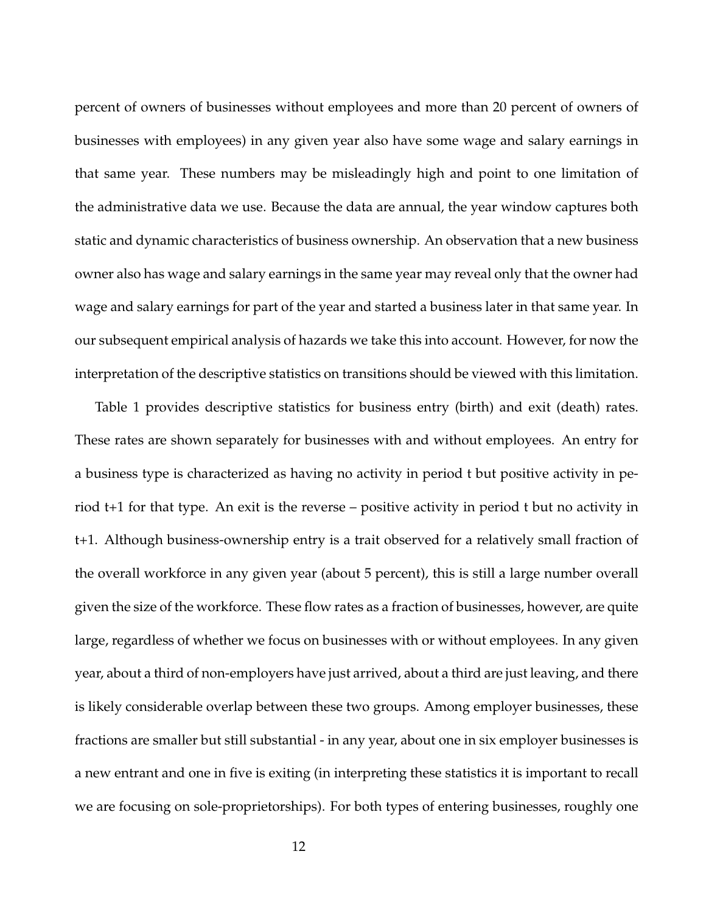percent of owners of businesses without employees and more than 20 percent of owners of businesses with employees) in any given year also have some wage and salary earnings in that same year. These numbers may be misleadingly high and point to one limitation of the administrative data we use. Because the data are annual, the year window captures both static and dynamic characteristics of business ownership. An observation that a new business owner also has wage and salary earnings in the same year may reveal only that the owner had wage and salary earnings for part of the year and started a business later in that same year. In our subsequent empirical analysis of hazards we take this into account. However, for now the interpretation of the descriptive statistics on transitions should be viewed with this limitation.

Table 1 provides descriptive statistics for business entry (birth) and exit (death) rates. These rates are shown separately for businesses with and without employees. An entry for a business type is characterized as having no activity in period t but positive activity in period t+1 for that type. An exit is the reverse – positive activity in period t but no activity in t+1. Although business-ownership entry is a trait observed for a relatively small fraction of the overall workforce in any given year (about 5 percent), this is still a large number overall given the size of the workforce. These flow rates as a fraction of businesses, however, are quite large, regardless of whether we focus on businesses with or without employees. In any given year, about a third of non-employers have just arrived, about a third are just leaving, and there is likely considerable overlap between these two groups. Among employer businesses, these fractions are smaller but still substantial - in any year, about one in six employer businesses is a new entrant and one in five is exiting (in interpreting these statistics it is important to recall we are focusing on sole-proprietorships). For both types of entering businesses, roughly one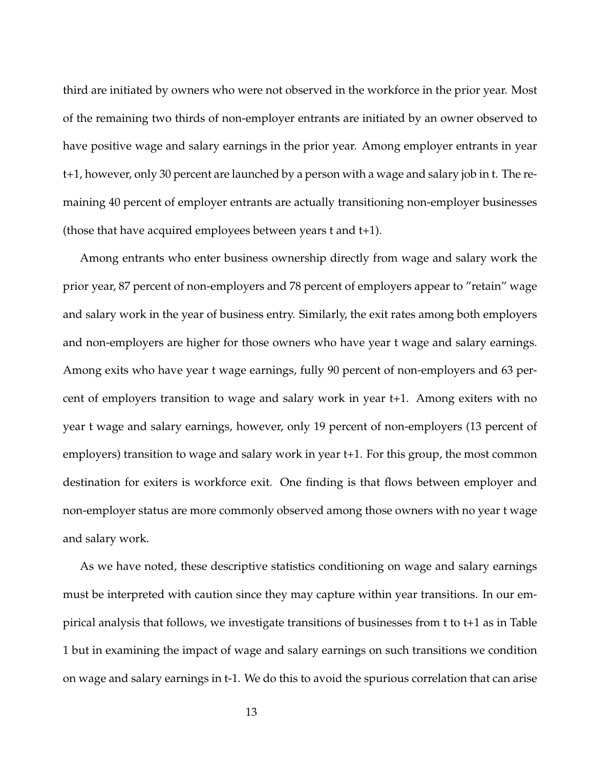third are initiated by owners who were not observed in the workforce in the prior year. Most of the remaining two thirds of non-employer entrants are initiated by an owner observed to have positive wage and salary earnings in the prior year. Among employer entrants in year t+1, however, only 30 percent are launched by a person with a wage and salary job in t. The remaining 40 percent of employer entrants are actually transitioning non-employer businesses (those that have acquired employees between years t and t+1).

Among entrants who enter business ownership directly from wage and salary work the prior year, 87 percent of non-employers and 78 percent of employers appear to "retain" wage and salary work in the year of business entry. Similarly, the exit rates among both employers and non-employers are higher for those owners who have year t wage and salary earnings. Among exits who have year t wage earnings, fully 90 percent of non-employers and 63 percent of employers transition to wage and salary work in year t+1. Among exiters with no year t wage and salary earnings, however, only 19 percent of non-employers (13 percent of employers) transition to wage and salary work in year t+1. For this group, the most common destination for exiters is workforce exit. One finding is that flows between employer and non-employer status are more commonly observed among those owners with no year t wage and salary work.

As we have noted, these descriptive statistics conditioning on wage and salary earnings must be interpreted with caution since they may capture within year transitions. In our empirical analysis that follows, we investigate transitions of businesses from t to t+1 as in Table 1 but in examining the impact of wage and salary earnings on such transitions we condition on wage and salary earnings in t-1. We do this to avoid the spurious correlation that can arise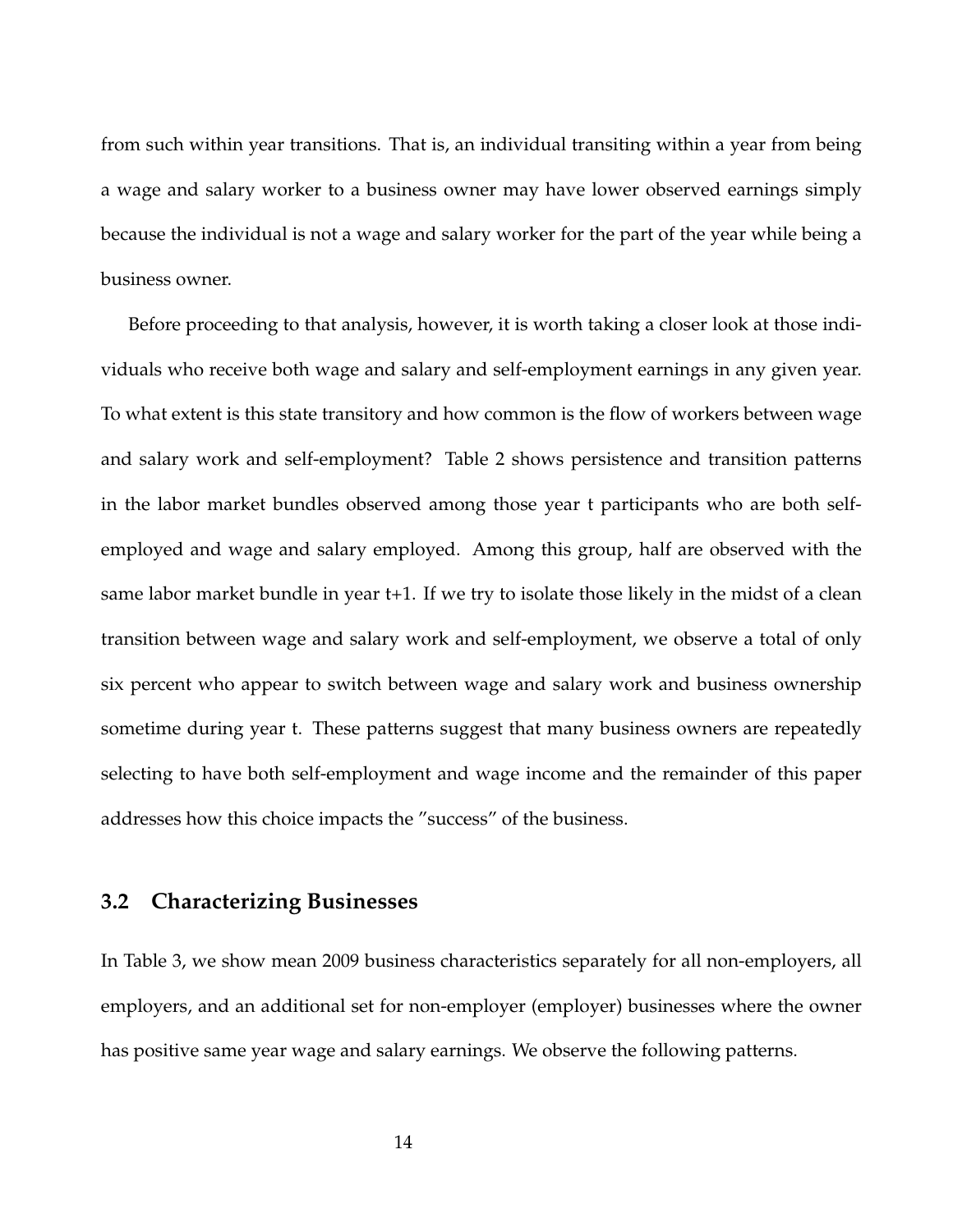from such within year transitions. That is, an individual transiting within a year from being a wage and salary worker to a business owner may have lower observed earnings simply because the individual is not a wage and salary worker for the part of the year while being a business owner.

Before proceeding to that analysis, however, it is worth taking a closer look at those individuals who receive both wage and salary and self-employment earnings in any given year. To what extent is this state transitory and how common is the flow of workers between wage and salary work and self-employment? Table 2 shows persistence and transition patterns in the labor market bundles observed among those year t participants who are both self-employed and wage and salary employed. Among this group, half are observed with the same labor market bundle in year t+1. If we try to isolate those likely in the midst of a clean transition between wage and salary work and self-employment, we observe a total of only six percent who appear to switch between wage and salary work and business ownership sometime during year t. These patterns suggest that many business owners are repeatedly selecting to have both self-employment and wage income and the remainder of this paper addresses how this choice impacts the ”success” of the business.

## 3.2 Characterizing Businesses

In Table 3, we show mean 2009 business characteristics separately for all non-employers, all employers, and an additional set for non-employer (employer) businesses where the owner has positive same year wage and salary earnings. We observe the following patterns.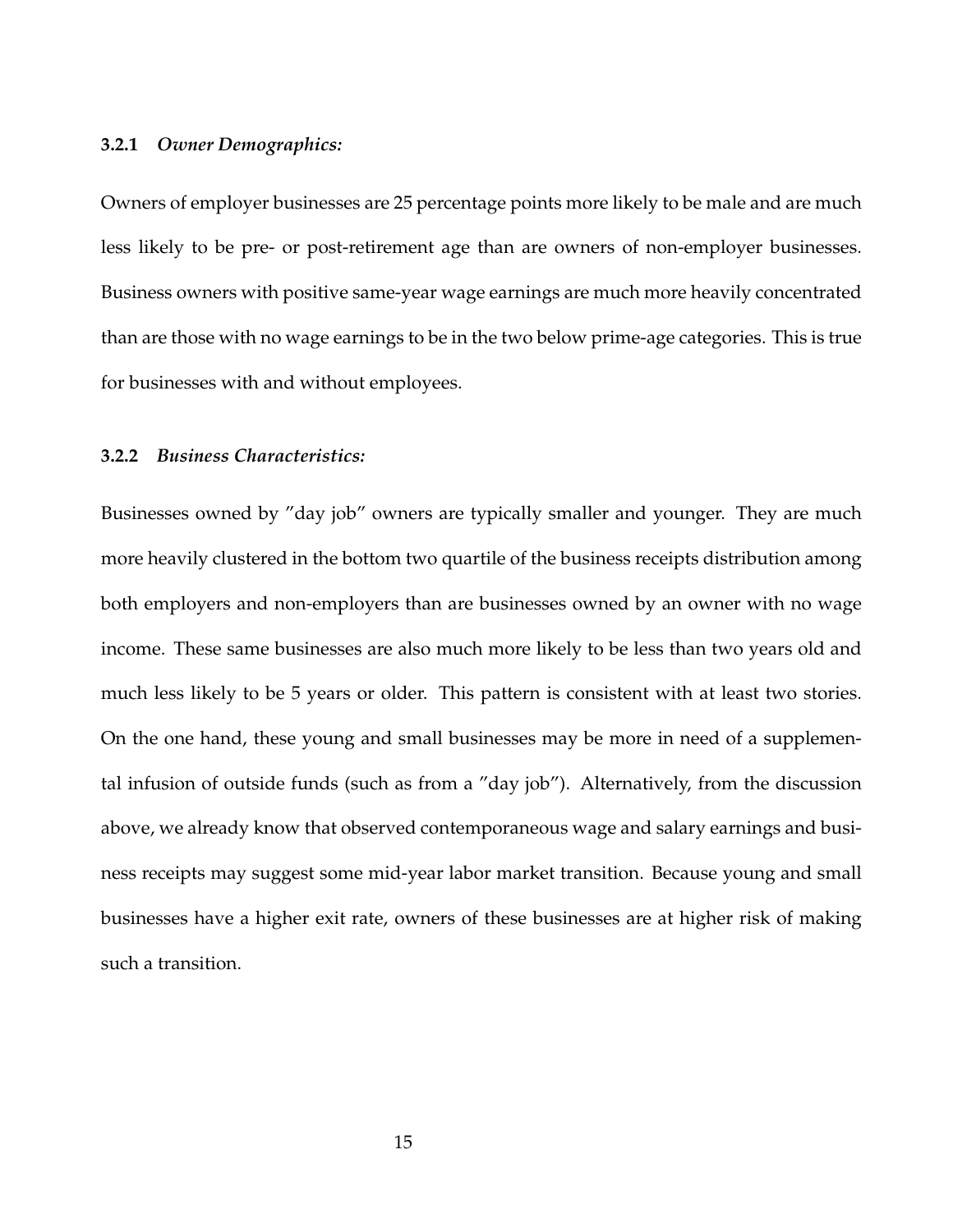### 3.2.1 *Owner Demographics:*

Owners of employer businesses are 25 percentage points more likely to be male and are much less likely to be pre- or post-retirement age than are owners of non-employer businesses. Business owners with positive same-year wage earnings are much more heavily concentrated than are those with no wage earnings to be in the two below prime-age categories. This is true for businesses with and without employees.

### 3.2.2 *Business Characteristics:*

Businesses owned by "day job" owners are typically smaller and younger. They are much more heavily clustered in the bottom two quartile of the business receipts distribution among both employers and non-employers than are businesses owned by an owner with no wage income. These same businesses are also much more likely to be less than two years old and much less likely to be 5 years or older. This pattern is consistent with at least two stories. On the one hand, these young and small businesses may be more in need of a supplemental infusion of outside funds (such as from a "day job"). Alternatively, from the discussion above, we already know that observed contemporaneous wage and salary earnings and business receipts may suggest some mid-year labor market transition. Because young and small businesses have a higher exit rate, owners of these businesses are at higher risk of making such a transition.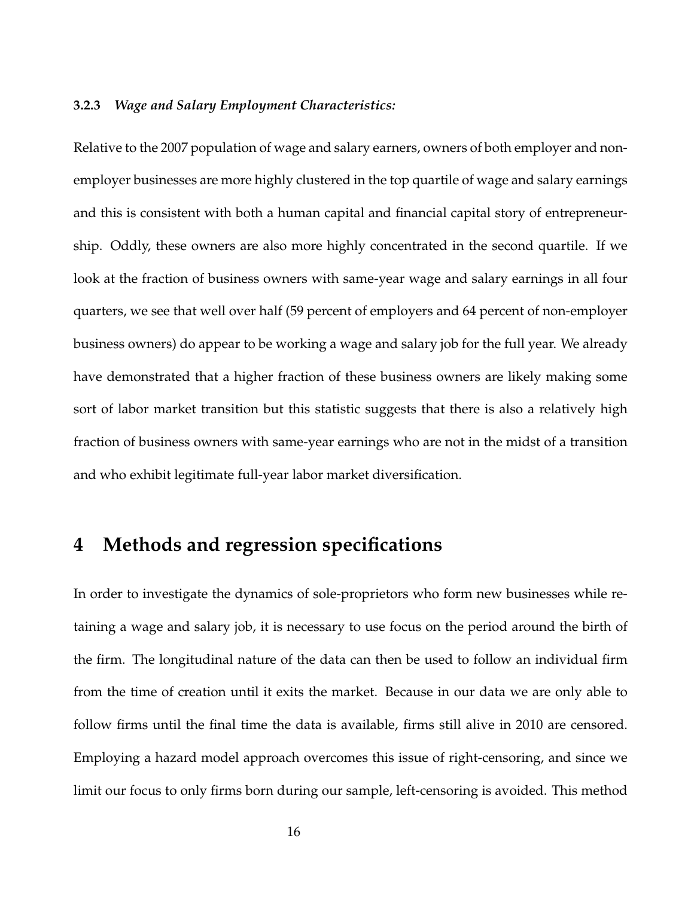### 3.2.3 *Wage and Salary Employment Characteristics:*

Relative to the 2007 population of wage and salary earners, owners of both employer and non-employer businesses are more highly clustered in the top quartile of wage and salary earnings and this is consistent with both a human capital and financial capital story of entrepreneurship. Oddly, these owners are also more highly concentrated in the second quartile. If we look at the fraction of business owners with same-year wage and salary earnings in all four quarters, we see that well over half (59 percent of employers and 64 percent of non-employer business owners) do appear to be working a wage and salary job for the full year. We already have demonstrated that a higher fraction of these business owners are likely making some sort of labor market transition but this statistic suggests that there is also a relatively high fraction of business owners with same-year earnings who are not in the midst of a transition and who exhibit legitimate full-year labor market diversification.

# 4 Methods and regression specifications

In order to investigate the dynamics of sole-proprietors who form new businesses while retaining a wage and salary job, it is necessary to use focus on the period around the birth of the firm. The longitudinal nature of the data can then be used to follow an individual firm from the time of creation until it exits the market. Because in our data we are only able to follow firms until the final time the data is available, firms still alive in 2010 are censored. Employing a hazard model approach overcomes this issue of right-censoring, and since we limit our focus to only firms born during our sample, left-censoring is avoided. This method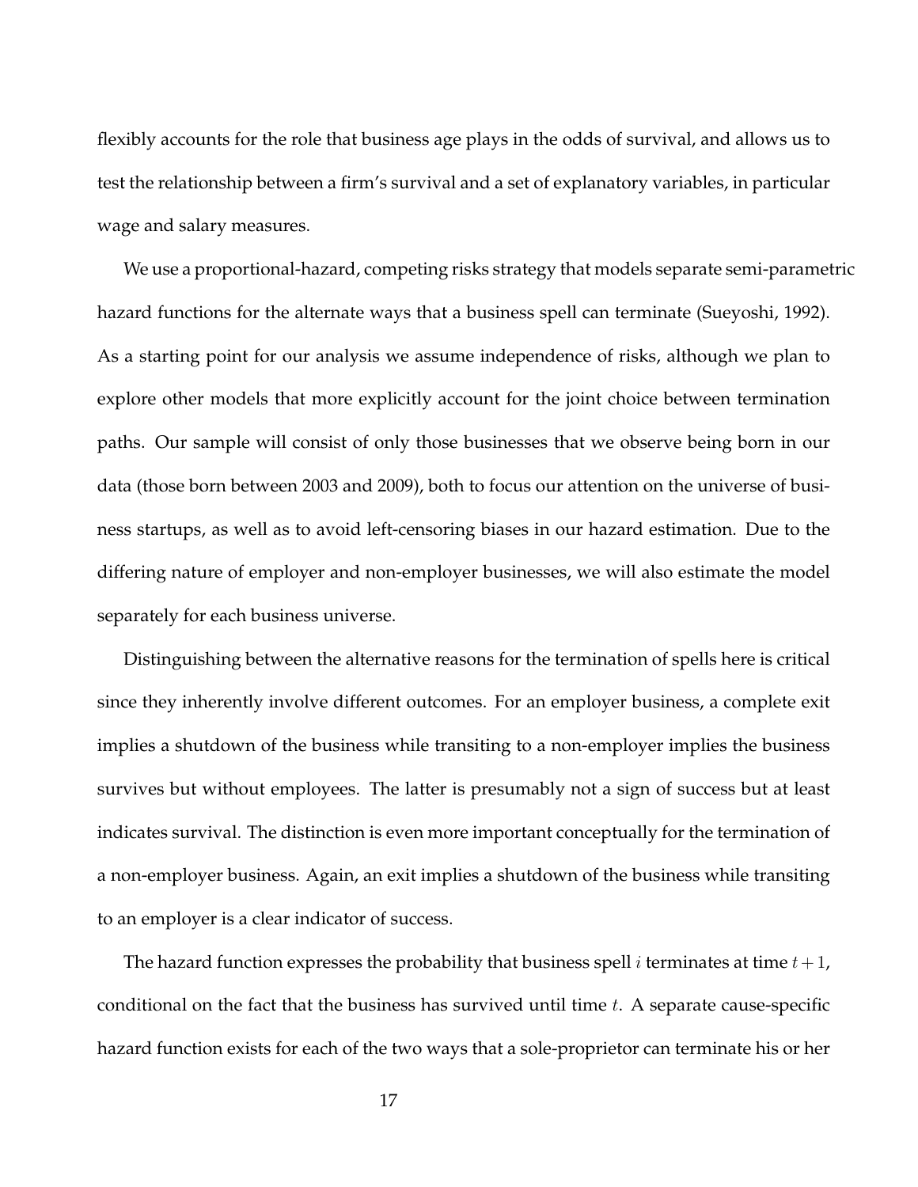flexibly accounts for the role that business age plays in the odds of survival, and allows us to test the relationship between a firm's survival and a set of explanatory variables, in particular wage and salary measures.

We use a proportional-hazard, competing risks strategy that models separate semi-parametric hazard functions for the alternate ways that a business spell can terminate (Sueyoshi, 1992). As a starting point for our analysis we assume independence of risks, although we plan to explore other models that more explicitly account for the joint choice between termination paths. Our sample will consist of only those businesses that we observe being born in our data (those born between 2003 and 2009), both to focus our attention on the universe of business startups, as well as to avoid left-censoring biases in our hazard estimation. Due to the differing nature of employer and non-employer businesses, we will also estimate the model separately for each business universe.

Distinguishing between the alternative reasons for the termination of spells here is critical since they inherently involve different outcomes. For an employer business, a complete exit implies a shutdown of the business while transiting to a non-employer implies the business survives but without employees. The latter is presumably not a sign of success but at least indicates survival. The distinction is even more important conceptually for the termination of a non-employer business. Again, an exit implies a shutdown of the business while transiting to an employer is a clear indicator of success.

The hazard function expresses the probability that business spell $i$ terminates at time $t+1$, conditional on the fact that the business has survived until time $t$. A separate cause-specific hazard function exists for each of the two ways that a sole-proprietor can terminate his or her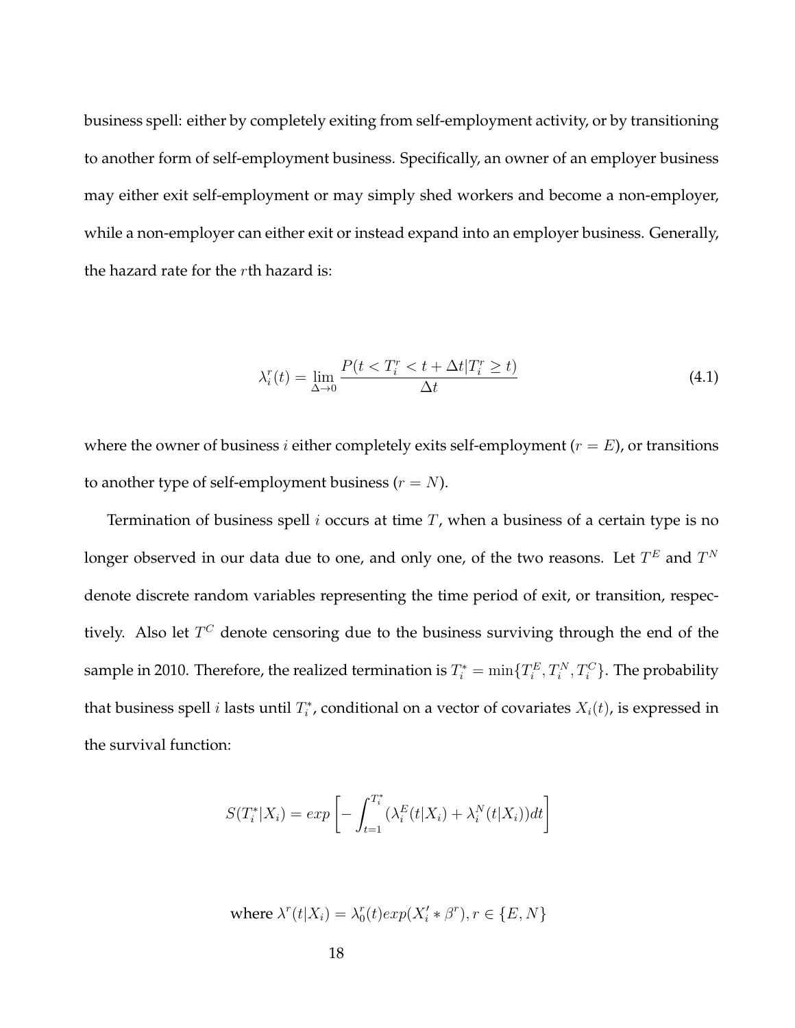business spell: either by completely exiting from self-employment activity, or by transitioning to another form of self-employment business. Specifically, an owner of an employer business may either exit self-employment or may simply shed workers and become a non-employer, while a non-employer can either exit or instead expand into an employer business. Generally, the hazard rate for the $r$th hazard is:

$$\lambda_i^r(t) = \lim_{\Delta \to 0} \frac{P(t < T_i^r < t + \Delta t | T_i^r \geq t)}{\Delta t} \tag{4.1}$$

where the owner of business $i$ either completely exits self-employment ($r = E$), or transitions to another type of self-employment business ($r = N$).

Termination of business spell $i$ occurs at time $T$, when a business of a certain type is no longer observed in our data due to one, and only one, of the two reasons. Let $T^E$ and $T^N$ denote discrete random variables representing the time period of exit, or transition, respectively. Also let $T^C$ denote censoring due to the business surviving through the end of the sample in 2010. Therefore, the realized termination is $T_i^* = \min\{T_i^E, T_i^N, T_i^C\}$. The probability that business spell $i$ lasts until $T_i^*$, conditional on a vector of covariates $X_i(t)$, is expressed in the survival function:

$$S(T_i^*|X_i) = exp\left[-\int_{t=1}^{T_i^*} (\lambda_i^E(t|X_i) + \lambda_i^N(t|X_i))dt\right]$$

$$\text{where } \lambda^r(t|X_i) = \lambda_0^r(t) exp(X_i' * \beta^r), r \in \{E, N\}$$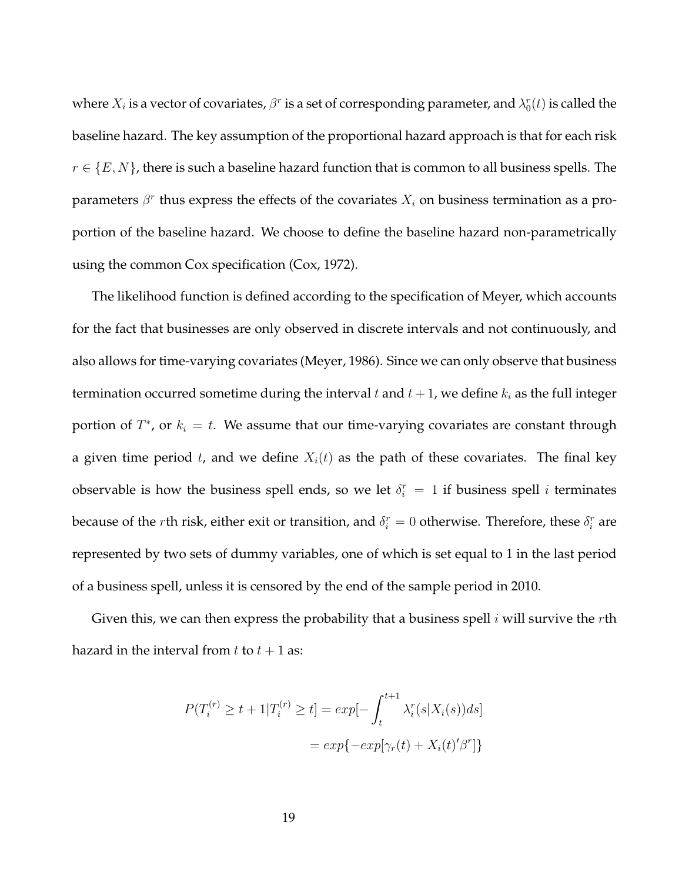where $X_i$ is a vector of covariates, $\beta^r$ is a set of corresponding parameter, and $\lambda_0^r(t)$ is called the baseline hazard. The key assumption of the proportional hazard approach is that for each risk $r \in \{E, N\}$, there is such a baseline hazard function that is common to all business spells. The parameters $\beta^r$ thus express the effects of the covariates $X_i$ on business termination as a proportion of the baseline hazard. We choose to define the baseline hazard non-parametrically using the common Cox specification (Cox, 1972).

The likelihood function is defined according to the specification of Meyer, which accounts for the fact that businesses are only observed in discrete intervals and not continuously, and also allows for time-varying covariates (Meyer, 1986). Since we can only observe that business termination occurred sometime during the interval $t$ and $t+1$, we define $k_i$ as the full integer portion of $T^*$, or $k_i = t$. We assume that our time-varying covariates are constant through a given time period $t$, and we define $X_i(t)$ as the path of these covariates. The final key observable is how the business spell ends, so we let $\delta_i^r = 1$ if business spell $i$ terminates because of the $r$th risk, either exit or transition, and $\delta_i^r = 0$ otherwise. Therefore, these $\delta_i^r$ are represented by two sets of dummy variables, one of which is set equal to 1 in the last period of a business spell, unless it is censored by the end of the sample period in 2010.

Given this, we can then express the probability that a business spell $i$ will survive the $r$th hazard in the interval from $t$ to $t+1$ as:

$$
\begin{aligned}
P(T_i^{(r)} \geq t+1 | T_i^{(r)} \geq t] &= exp[-\int_t^{t+1} \lambda_i^r(s|X_i(s))ds] \\
&= exp\{-exp[\gamma_r(t) + X_i(t)'\beta^r]\}
\end{aligned}
$$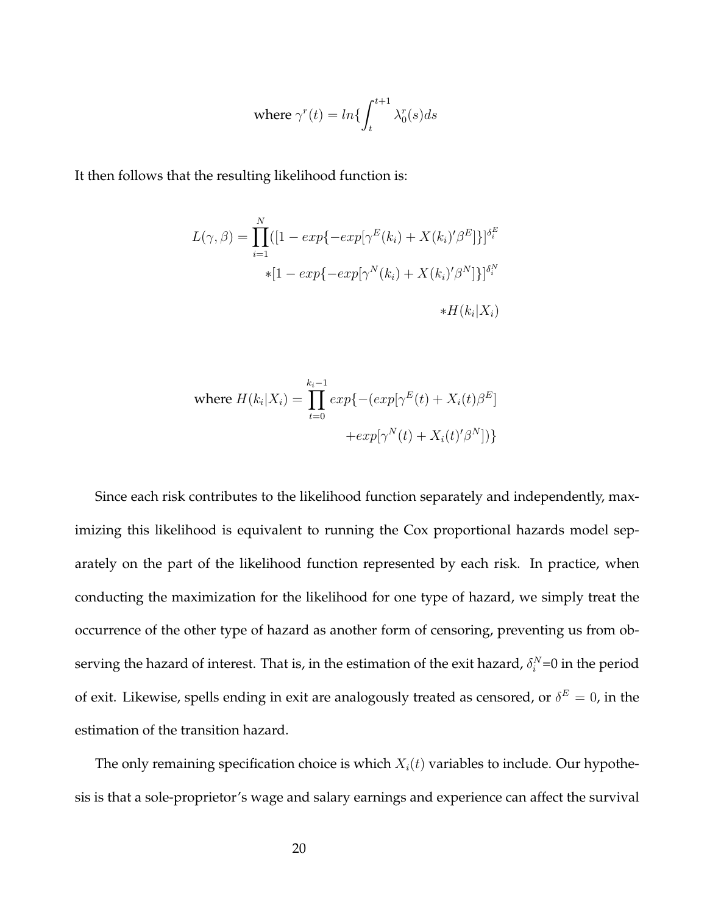$$\text{where } \gamma^r(t) = ln\{\int_t^{t+1} \lambda_0^r(s)ds$$

It then follows that the resulting likelihood function is:

$$
\begin{aligned}
L(\gamma, \beta) = \prod_{i=1}^{N}([1 - exp\{-exp[\gamma^E(k_i) + X(k_i)'\beta^E]\}]^{\delta_i^E} \\
*[1 - exp\{-exp[\gamma^N(k_i) + X(k_i)'\beta^N]\}]^{\delta_i^N} \\
*H(k_i|X_i)
\end{aligned}
$$

$$
\begin{aligned}
\text{where } H(k_i|X_i) = \prod_{t=0}^{k_i-1} exp\{-(exp[\gamma^E(t) + X_i(t)\beta^E] \\
+exp[\gamma^N(t) + X_i(t)'\beta^N])\}
\end{aligned}
$$

Since each risk contributes to the likelihood function separately and independently, maximizing this likelihood is equivalent to running the Cox proportional hazards model separately on the part of the likelihood function represented by each risk. In practice, when conducting the maximization for the likelihood for one type of hazard, we simply treat the occurrence of the other type of hazard as another form of censoring, preventing us from observing the hazard of interest. That is, in the estimation of the exit hazard, $\delta_i^N$=0 in the period of exit. Likewise, spells ending in exit are analogously treated as censored, or $\delta^E = 0$, in the estimation of the transition hazard.

The only remaining specification choice is which $X_i(t)$ variables to include. Our hypothesis is that a sole-proprietor's wage and salary earnings and experience can affect the survival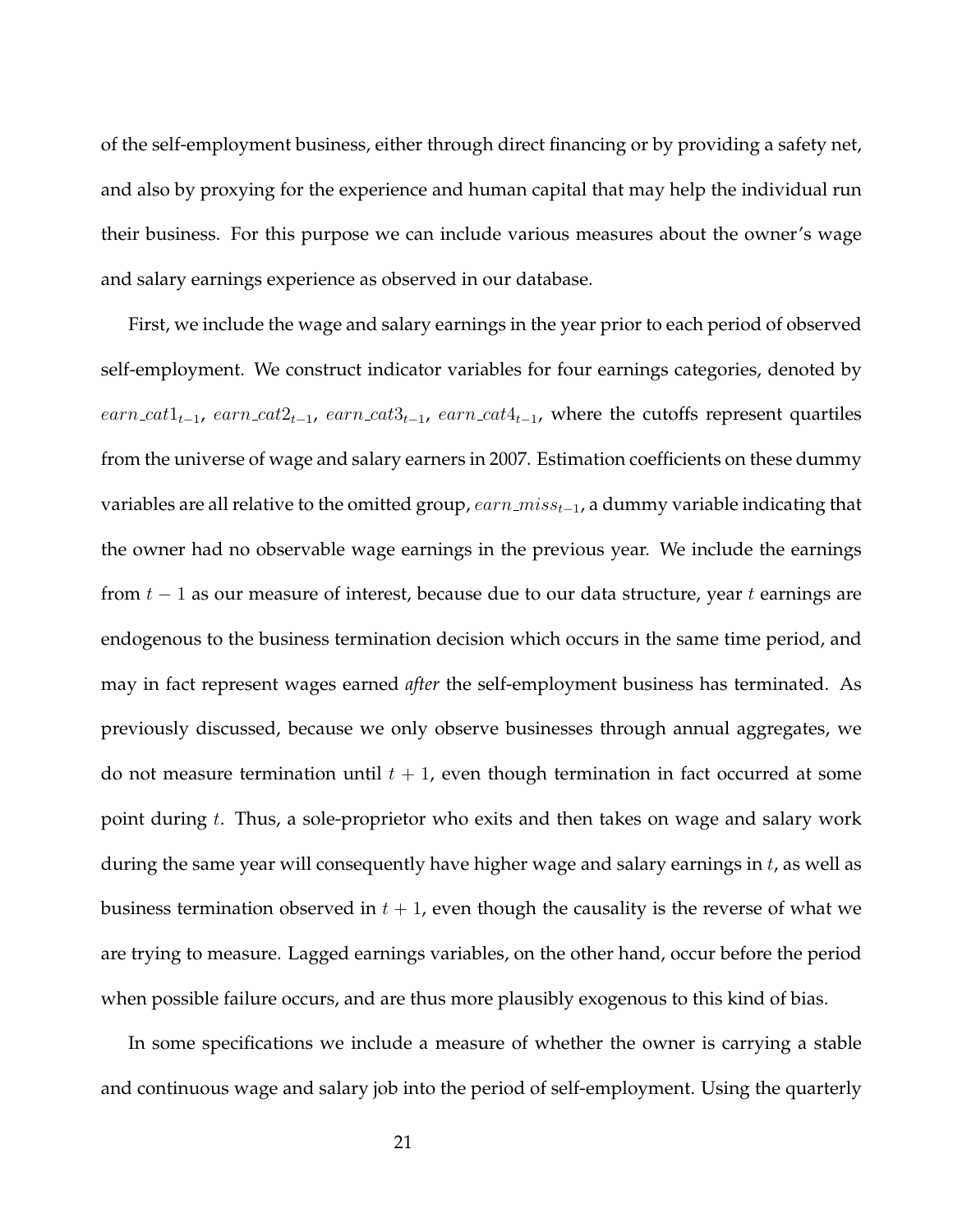of the self-employment business, either through direct financing or by providing a safety net, and also by proxying for the experience and human capital that may help the individual run their business. For this purpose we can include various measures about the owner's wage and salary earnings experience as observed in our database.

First, we include the wage and salary earnings in the year prior to each period of observed self-employment. We construct indicator variables for four earnings categories, denoted by $earn\_cat1_{t-1}$, $earn\_cat2_{t-1}$, $earn\_cat3_{t-1}$, $earn\_cat4_{t-1}$, where the cutoffs represent quartiles from the universe of wage and salary earners in 2007. Estimation coefficients on these dummy variables are all relative to the omitted group, $earn\_miss_{t-1}$, a dummy variable indicating that the owner had no observable wage earnings in the previous year. We include the earnings from $t-1$ as our measure of interest, because due to our data structure, year $t$ earnings are endogenous to the business termination decision which occurs in the same time period, and may in fact represent wages earned *after* the self-employment business has terminated. As previously discussed, because we only observe businesses through annual aggregates, we do not measure termination until $t+1$, even though termination in fact occurred at some point during $t$. Thus, a sole-proprietor who exits and then takes on wage and salary work during the same year will consequently have higher wage and salary earnings in $t$, as well as business termination observed in $t+1$, even though the causality is the reverse of what we are trying to measure. Lagged earnings variables, on the other hand, occur before the period when possible failure occurs, and are thus more plausibly exogenous to this kind of bias.

In some specifications we include a measure of whether the owner is carrying a stable and continuous wage and salary job into the period of self-employment. Using the quarterly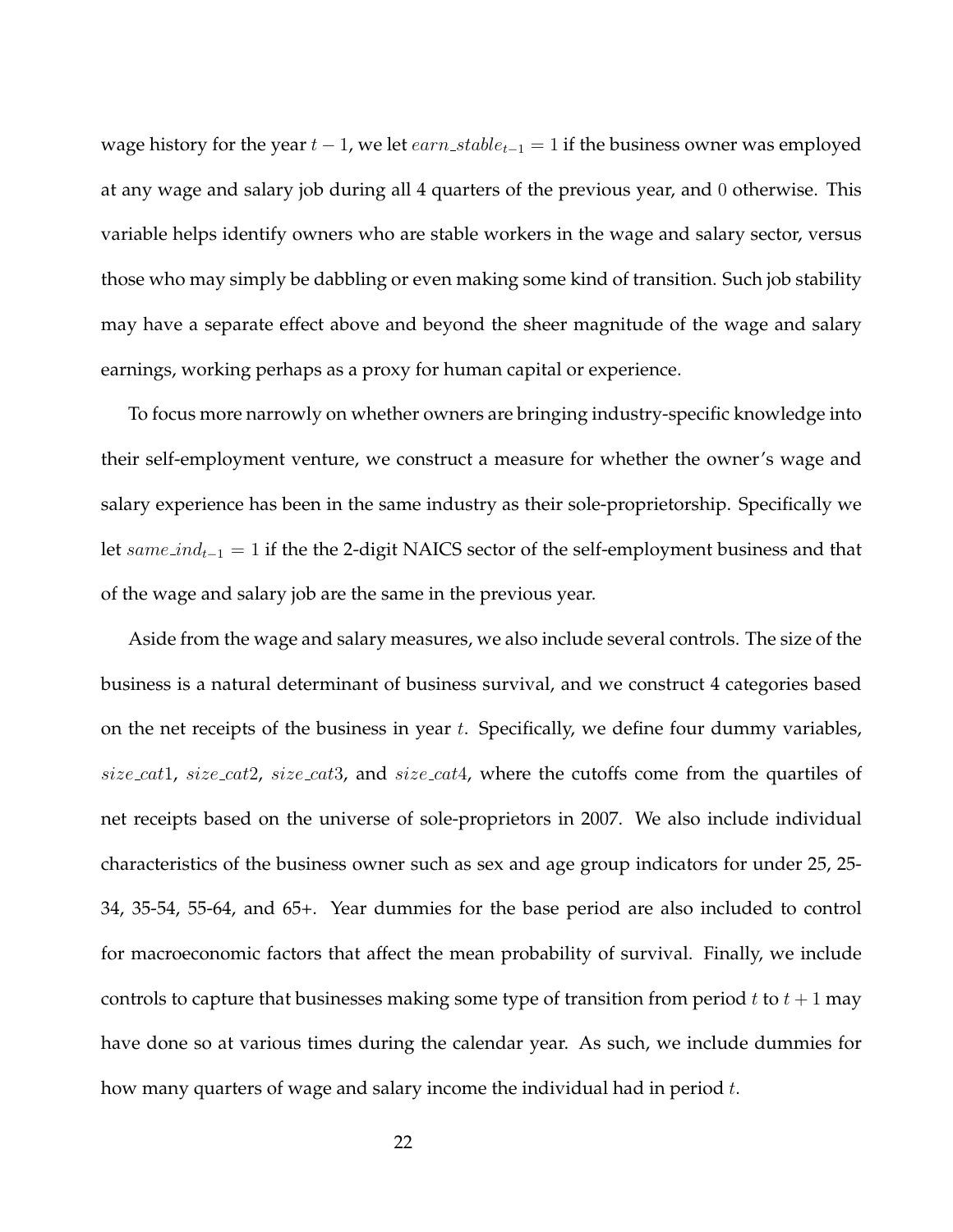wage history for the year $t-1$, we let $earn\_stable_{t-1} = 1$ if the business owner was employed at any wage and salary job during all 4 quarters of the previous year, and $0$ otherwise. This variable helps identify owners who are stable workers in the wage and salary sector, versus those who may simply be dabbling or even making some kind of transition. Such job stability may have a separate effect above and beyond the sheer magnitude of the wage and salary earnings, working perhaps as a proxy for human capital or experience.

To focus more narrowly on whether owners are bringing industry-specific knowledge into their self-employment venture, we construct a measure for whether the owner's wage and salary experience has been in the same industry as their sole-proprietorship. Specifically we let $same\_ind_{t-1} = 1$ if the the 2-digit NAICS sector of the self-employment business and that of the wage and salary job are the same in the previous year.

Aside from the wage and salary measures, we also include several controls. The size of the business is a natural determinant of business survival, and we construct 4 categories based on the net receipts of the business in year $t$. Specifically, we define four dummy variables, $size\_cat1$, $size\_cat2$, $size\_cat3$, and $size\_cat4$, where the cutoffs come from the quartiles of net receipts based on the universe of sole-proprietors in 2007. We also include individual characteristics of the business owner such as sex and age group indicators for under 25, 25-34, 35-54, 55-64, and 65+. Year dummies for the base period are also included to control for macroeconomic factors that affect the mean probability of survival. Finally, we include controls to capture that businesses making some type of transition from period $t$ to $t+1$ may have done so at various times during the calendar year. As such, we include dummies for how many quarters of wage and salary income the individual had in period $t$.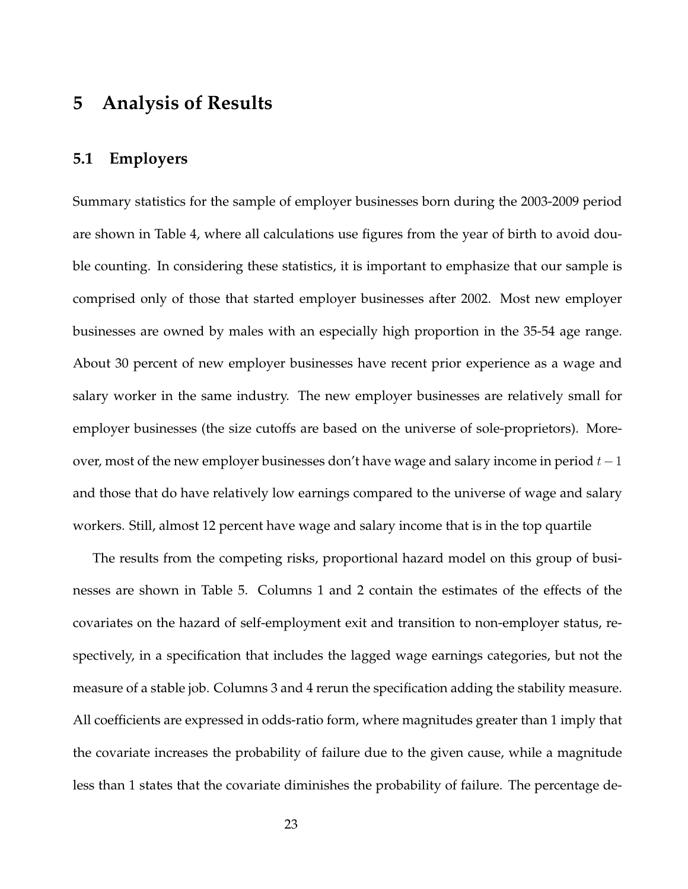# 5 Analysis of Results

## 5.1 Employers

Summary statistics for the sample of employer businesses born during the 2003-2009 period are shown in Table 4, where all calculations use figures from the year of birth to avoid double counting. In considering these statistics, it is important to emphasize that our sample is comprised only of those that started employer businesses after 2002. Most new employer businesses are owned by males with an especially high proportion in the 35-54 age range. About 30 percent of new employer businesses have recent prior experience as a wage and salary worker in the same industry. The new employer businesses are relatively small for employer businesses (the size cutoffs are based on the universe of sole-proprietors). Moreover, most of the new employer businesses don't have wage and salary income in period $t-1$ and those that do have relatively low earnings compared to the universe of wage and salary workers. Still, almost 12 percent have wage and salary income that is in the top quartile

The results from the competing risks, proportional hazard model on this group of businesses are shown in Table 5. Columns 1 and 2 contain the estimates of the effects of the covariates on the hazard of self-employment exit and transition to non-employer status, respectively, in a specification that includes the lagged wage earnings categories, but not the measure of a stable job. Columns 3 and 4 rerun the specification adding the stability measure. All coefficients are expressed in odds-ratio form, where magnitudes greater than 1 imply that the covariate increases the probability of failure due to the given cause, while a magnitude less than 1 states that the covariate diminishes the probability of failure. The percentage de-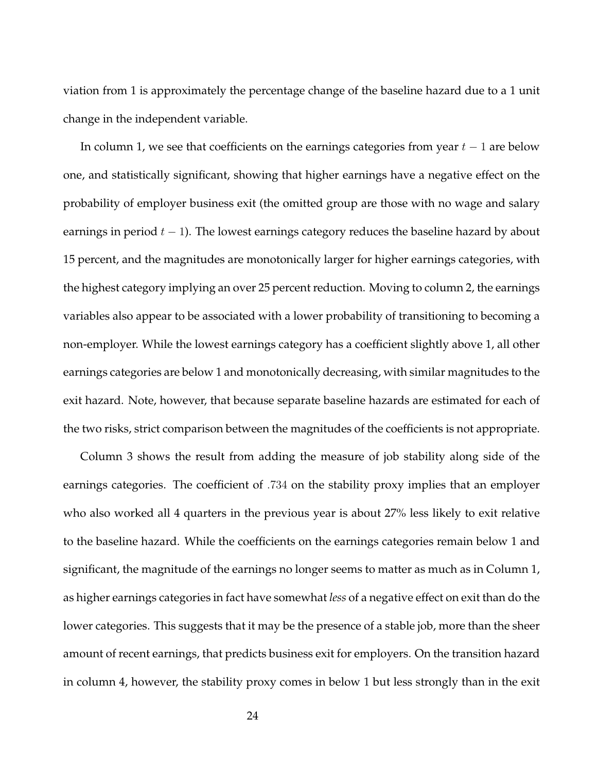viation from 1 is approximately the percentage change of the baseline hazard due to a 1 unit change in the independent variable.

In column 1, we see that coefficients on the earnings categories from year $t-1$ are below one, and statistically significant, showing that higher earnings have a negative effect on the probability of employer business exit (the omitted group are those with no wage and salary earnings in period $t-1$). The lowest earnings category reduces the baseline hazard by about 15 percent, and the magnitudes are monotonically larger for higher earnings categories, with the highest category implying an over 25 percent reduction. Moving to column 2, the earnings variables also appear to be associated with a lower probability of transitioning to becoming a non-employer. While the lowest earnings category has a coefficient slightly above 1, all other earnings categories are below 1 and monotonically decreasing, with similar magnitudes to the exit hazard. Note, however, that because separate baseline hazards are estimated for each of the two risks, strict comparison between the magnitudes of the coefficients is not appropriate.

Column 3 shows the result from adding the measure of job stability along side of the earnings categories. The coefficient of $.734$ on the stability proxy implies that an employer who also worked all 4 quarters in the previous year is about 27% less likely to exit relative to the baseline hazard. While the coefficients on the earnings categories remain below 1 and significant, the magnitude of the earnings no longer seems to matter as much as in Column 1, as higher earnings categories in fact have somewhat *less* of a negative effect on exit than do the lower categories. This suggests that it may be the presence of a stable job, more than the sheer amount of recent earnings, that predicts business exit for employers. On the transition hazard in column 4, however, the stability proxy comes in below 1 but less strongly than in the exit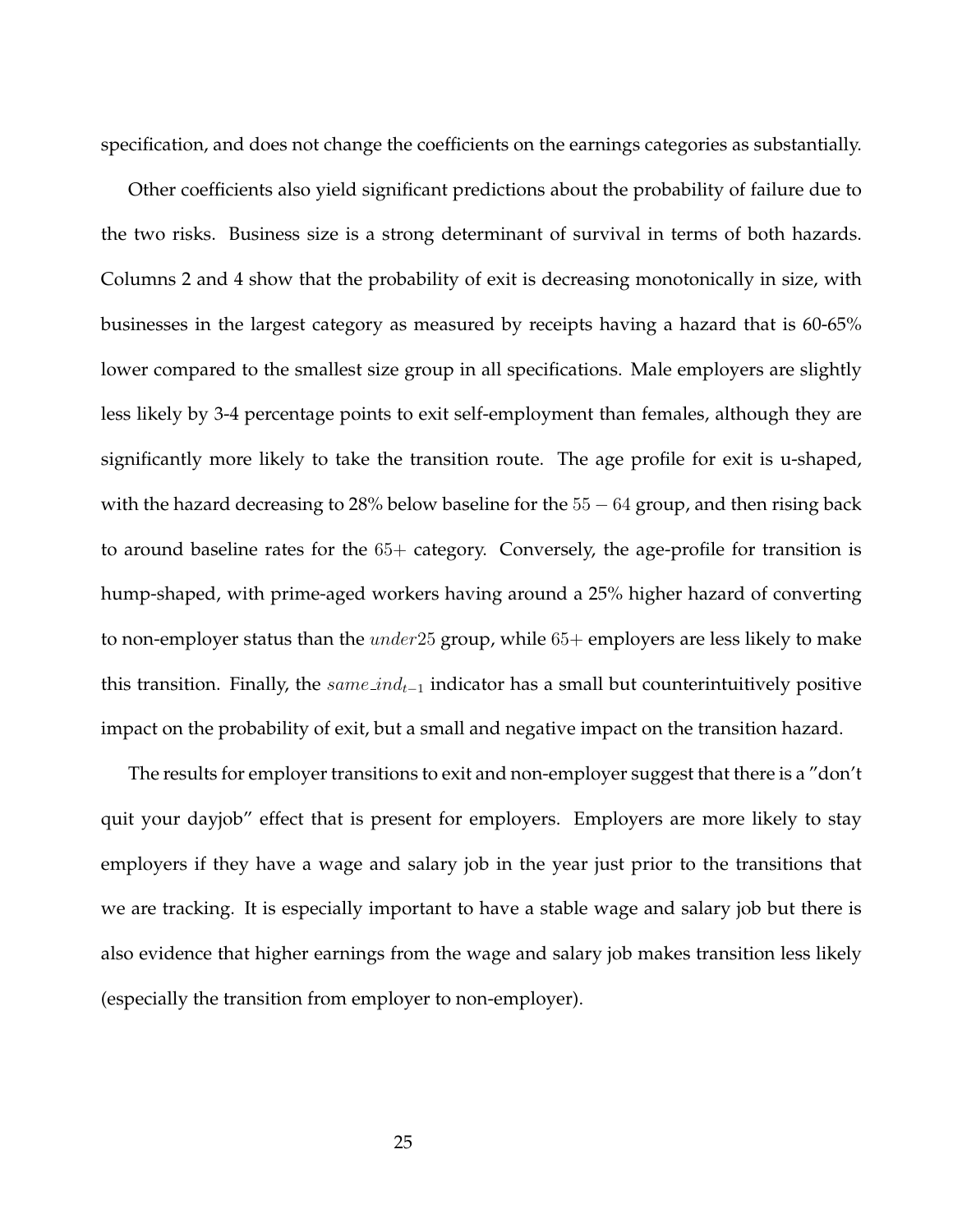specification, and does not change the coefficients on the earnings categories as substantially.

Other coefficients also yield significant predictions about the probability of failure due to the two risks. Business size is a strong determinant of survival in terms of both hazards. Columns 2 and 4 show that the probability of exit is decreasing monotonically in size, with businesses in the largest category as measured by receipts having a hazard that is 60-65% lower compared to the smallest size group in all specifications. Male employers are slightly less likely by 3-4 percentage points to exit self-employment than females, although they are significantly more likely to take the transition route. The age profile for exit is u-shaped, with the hazard decreasing to 28% below baseline for the $55-64$ group, and then rising back to around baseline rates for the $65+$ category. Conversely, the age-profile for transition is hump-shaped, with prime-aged workers having around a 25% higher hazard of converting to non-employer status than the $under25$ group, while $65+$ employers are less likely to make this transition. Finally, the $same\_ind_{t-1}$ indicator has a small but counterintuitively positive impact on the probability of exit, but a small and negative impact on the transition hazard.

The results for employer transitions to exit and non-employer suggest that there is a "don't quit your dayjob" effect that is present for employers. Employers are more likely to stay employers if they have a wage and salary job in the year just prior to the transitions that we are tracking. It is especially important to have a stable wage and salary job but there is also evidence that higher earnings from the wage and salary job makes transition less likely (especially the transition from employer to non-employer).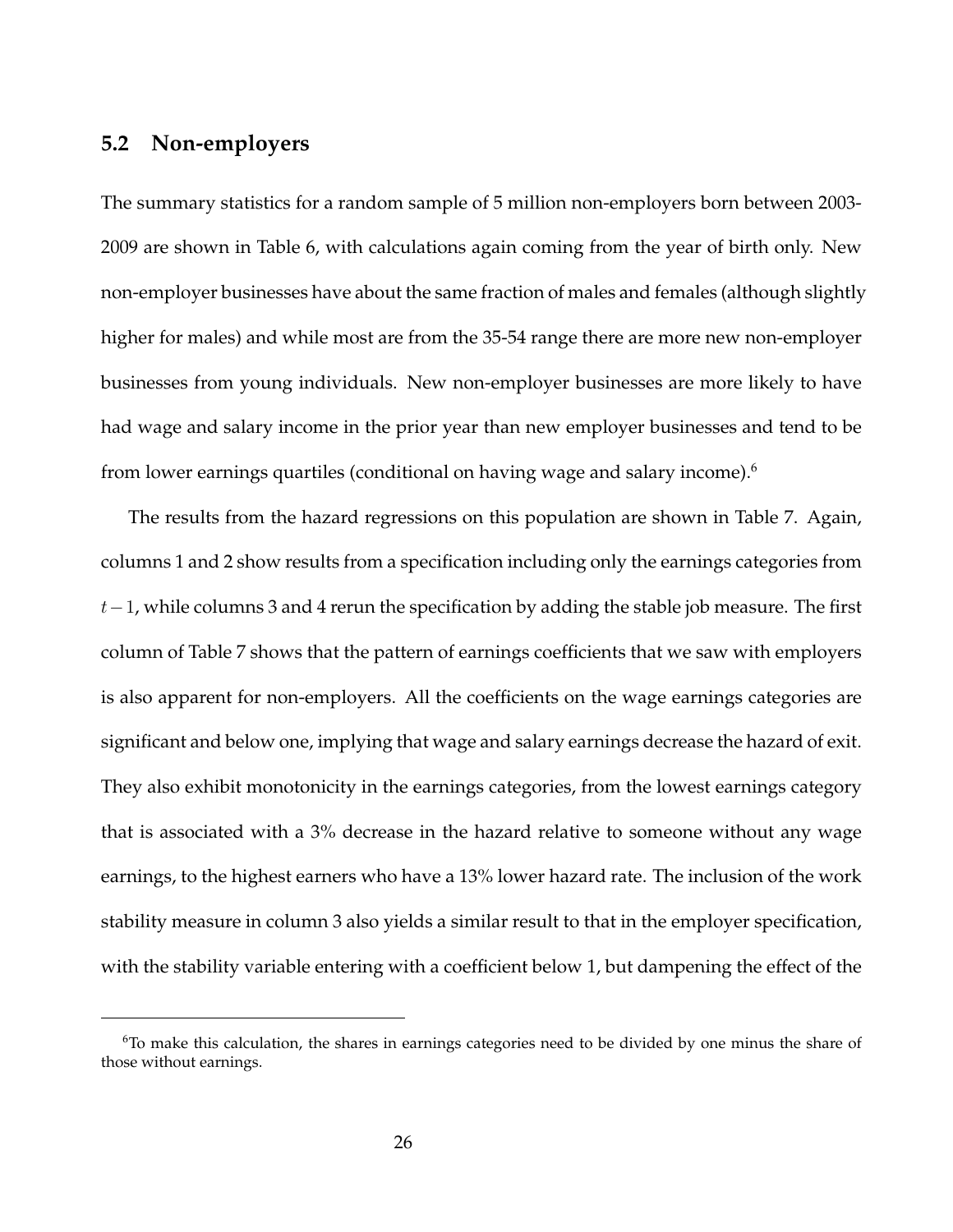## 5.2 Non-employers

The summary statistics for a random sample of 5 million non-employers born between 2003-2009 are shown in Table 6, with calculations again coming from the year of birth only. New non-employer businesses have about the same fraction of males and females (although slightly higher for males) and while most are from the 35-54 range there are more new non-employer businesses from young individuals. New non-employer businesses are more likely to have had wage and salary income in the prior year than new employer businesses and tend to be from lower earnings quartiles (conditional on having wage and salary income).[6]

The results from the hazard regressions on this population are shown in Table 7. Again, columns 1 and 2 show results from a specification including only the earnings categories from $t-1$, while columns 3 and 4 rerun the specification by adding the stable job measure. The first column of Table 7 shows that the pattern of earnings coefficients that we saw with employers is also apparent for non-employers. All the coefficients on the wage earnings categories are significant and below one, implying that wage and salary earnings decrease the hazard of exit. They also exhibit monotonicity in the earnings categories, from the lowest earnings category that is associated with a 3% decrease in the hazard relative to someone without any wage earnings, to the highest earners who have a 13% lower hazard rate. The inclusion of the work stability measure in column 3 also yields a similar result to that in the employer specification, with the stability variable entering with a coefficient below 1, but dampening the effect of the

[6] To make this calculation, the shares in earnings categories need to be divided by one minus the share of those without earnings.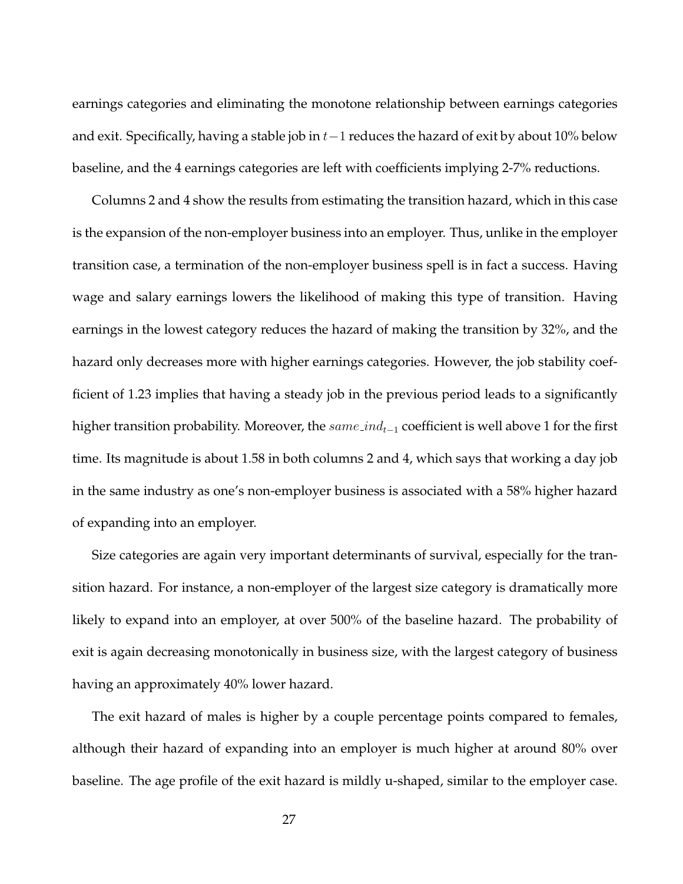earnings categories and eliminating the monotone relationship between earnings categories and exit. Specifically, having a stable job in $t-1$ reduces the hazard of exit by about 10% below baseline, and the 4 earnings categories are left with coefficients implying 2-7% reductions.

Columns 2 and 4 show the results from estimating the transition hazard, which in this case is the expansion of the non-employer business into an employer. Thus, unlike in the employer transition case, a termination of the non-employer business spell is in fact a success. Having wage and salary earnings lowers the likelihood of making this type of transition. Having earnings in the lowest category reduces the hazard of making the transition by 32%, and the hazard only decreases more with higher earnings categories. However, the job stability coefficient of 1.23 implies that having a steady job in the previous period leads to a significantly higher transition probability. Moreover, the $same\_ind_{t-1}$ coefficient is well above 1 for the first time. Its magnitude is about 1.58 in both columns 2 and 4, which says that working a day job in the same industry as one's non-employer business is associated with a 58% higher hazard of expanding into an employer.

Size categories are again very important determinants of survival, especially for the transition hazard. For instance, a non-employer of the largest size category is dramatically more likely to expand into an employer, at over 500% of the baseline hazard. The probability of exit is again decreasing monotonically in business size, with the largest category of business having an approximately 40% lower hazard.

The exit hazard of males is higher by a couple percentage points compared to females, although their hazard of expanding into an employer is much higher at around 80% over baseline. The age profile of the exit hazard is mildly u-shaped, similar to the employer case.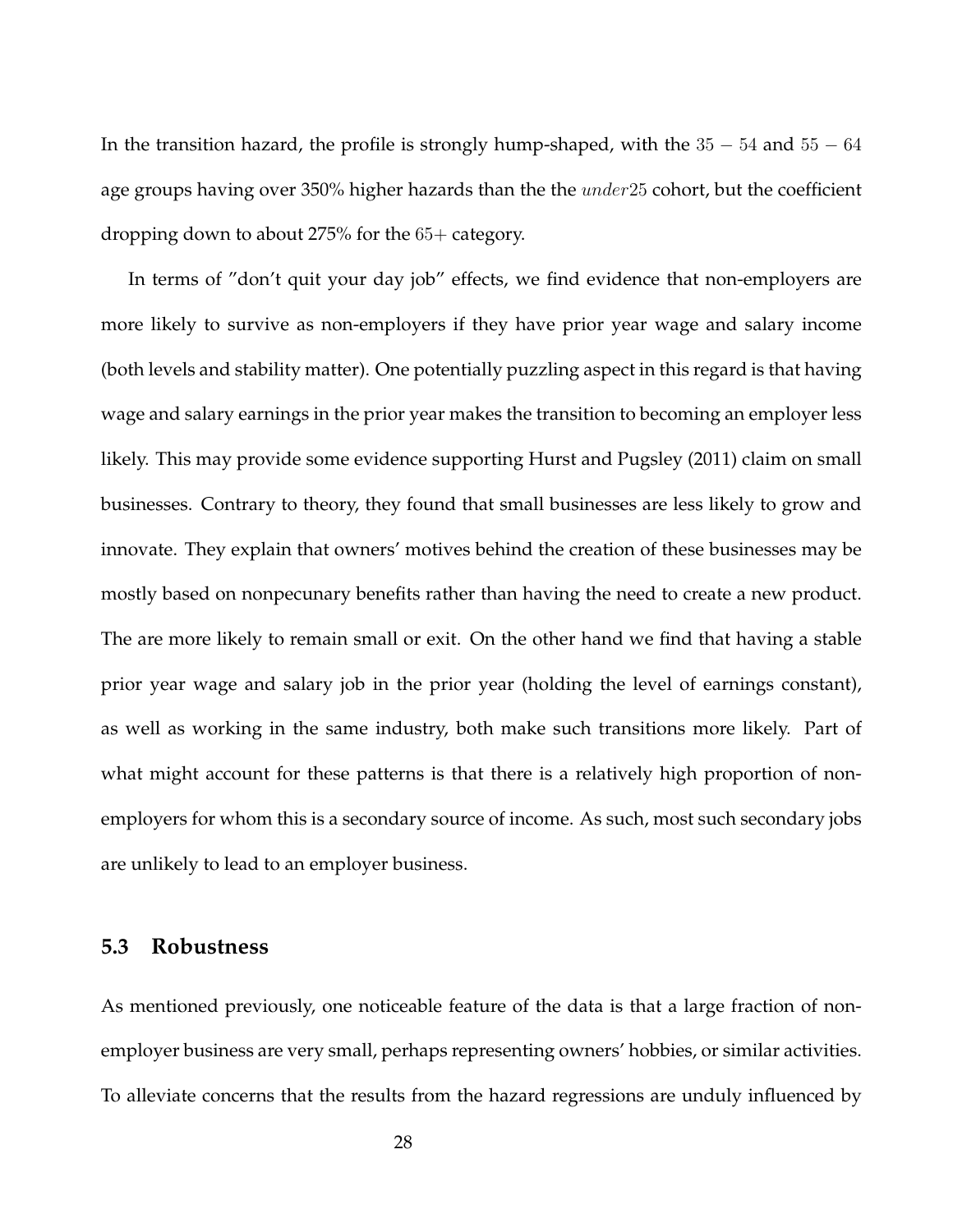In the transition hazard, the profile is strongly hump-shaped, with the $35-54$ and $55-64$ age groups having over 350% higher hazards than the the $under25$ cohort, but the coefficient dropping down to about 275% for the $65+$ category.

In terms of "don't quit your day job" effects, we find evidence that non-employers are more likely to survive as non-employers if they have prior year wage and salary income (both levels and stability matter). One potentially puzzling aspect in this regard is that having wage and salary earnings in the prior year makes the transition to becoming an employer less likely. This may provide some evidence supporting Hurst and Pugsley (2011) claim on small businesses. Contrary to theory, they found that small businesses are less likely to grow and innovate. They explain that owners' motives behind the creation of these businesses may be mostly based on nonpecunary benefits rather than having the need to create a new product. The are more likely to remain small or exit. On the other hand we find that having a stable prior year wage and salary job in the prior year (holding the level of earnings constant), as well as working in the same industry, both make such transitions more likely. Part of what might account for these patterns is that there is a relatively high proportion of non-employers for whom this is a secondary source of income. As such, most such secondary jobs are unlikely to lead to an employer business.

### 5.3 Robustness

As mentioned previously, one noticeable feature of the data is that a large fraction of non-employer business are very small, perhaps representing owners' hobbies, or similar activities. To alleviate concerns that the results from the hazard regressions are unduly influenced by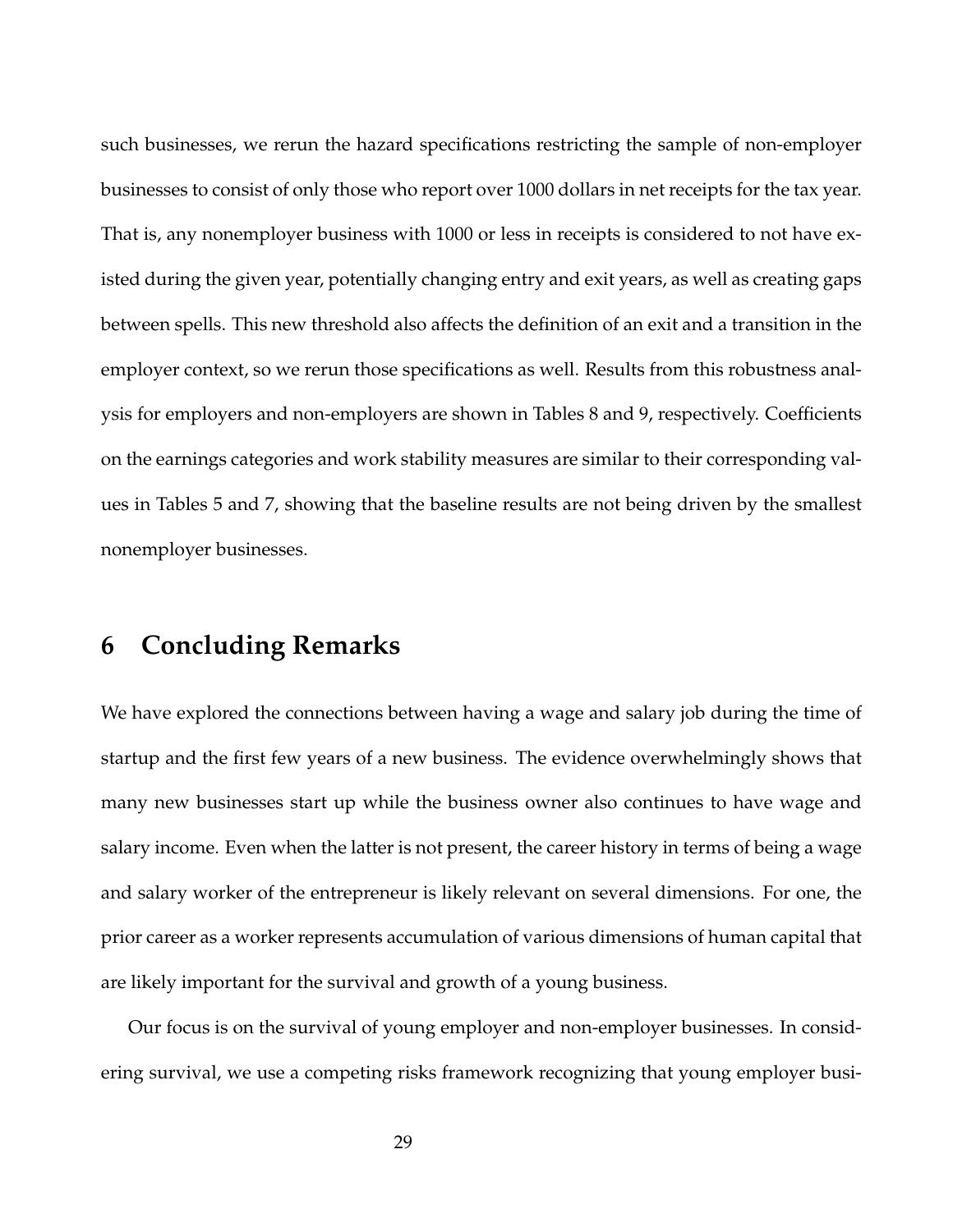such businesses, we rerun the hazard specifications restricting the sample of non-employer businesses to consist of only those who report over 1000 dollars in net receipts for the tax year. That is, any nonemployer business with 1000 or less in receipts is considered to not have existed during the given year, potentially changing entry and exit years, as well as creating gaps between spells. This new threshold also affects the definition of an exit and a transition in the employer context, so we rerun those specifications as well. Results from this robustness analysis for employers and non-employers are shown in Tables 8 and 9, respectively. Coefficients on the earnings categories and work stability measures are similar to their corresponding values in Tables 5 and 7, showing that the baseline results are not being driven by the smallest nonemployer businesses.

# 6 Concluding Remarks

We have explored the connections between having a wage and salary job during the time of startup and the first few years of a new business. The evidence overwhelmingly shows that many new businesses start up while the business owner also continues to have wage and salary income. Even when the latter is not present, the career history in terms of being a wage and salary worker of the entrepreneur is likely relevant on several dimensions. For one, the prior career as a worker represents accumulation of various dimensions of human capital that are likely important for the survival and growth of a young business.

Our focus is on the survival of young employer and non-employer businesses. In considering survival, we use a competing risks framework recognizing that young employer busi-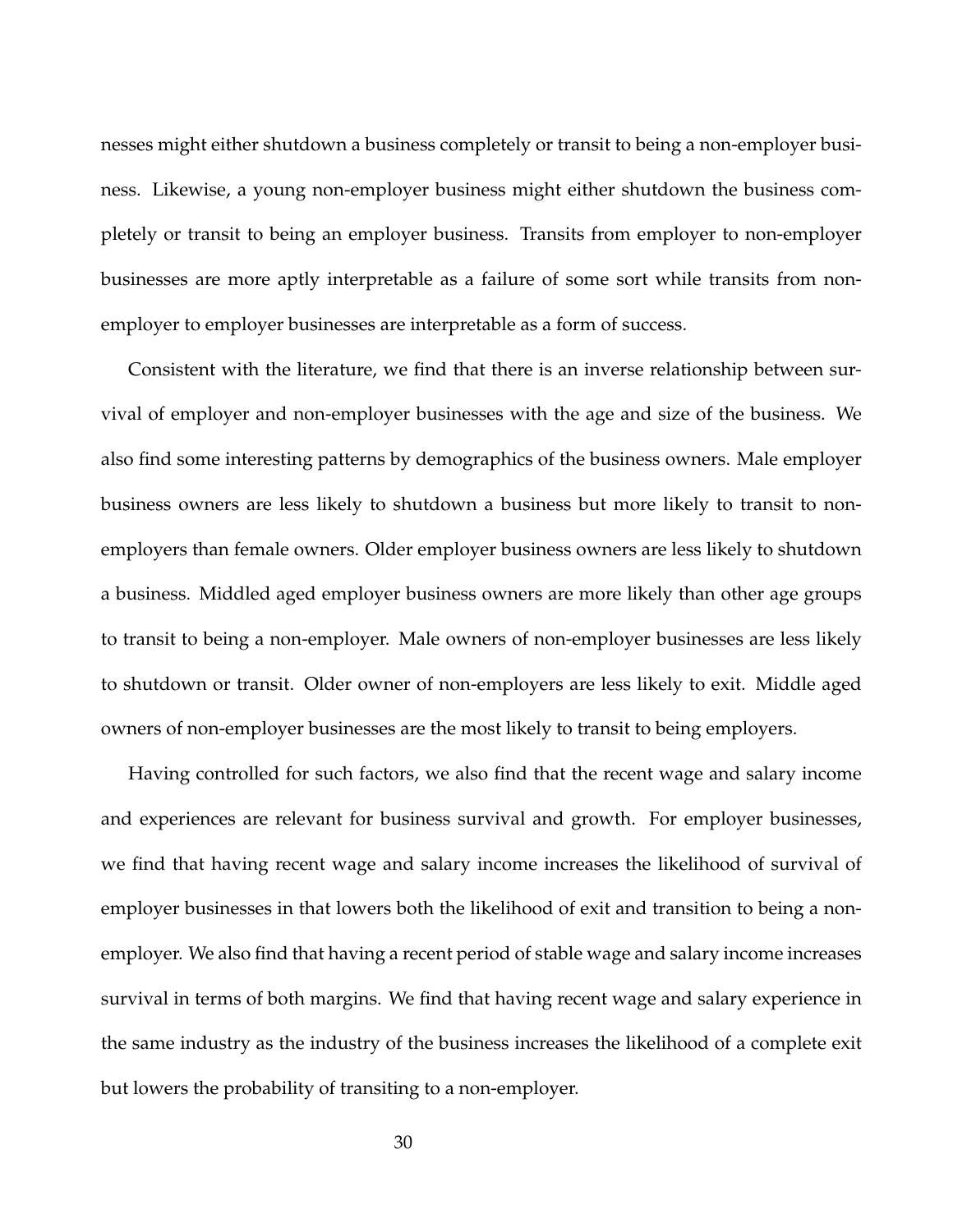nesses might either shutdown a business completely or transit to being a non-employer business. Likewise, a young non-employer business might either shutdown the business completely or transit to being an employer business. Transits from employer to non-employer businesses are more aptly interpretable as a failure of some sort while transits from non-employer to employer businesses are interpretable as a form of success.

Consistent with the literature, we find that there is an inverse relationship between survival of employer and non-employer businesses with the age and size of the business. We also find some interesting patterns by demographics of the business owners. Male employer business owners are less likely to shutdown a business but more likely to transit to non-employers than female owners. Older employer business owners are less likely to shutdown a business. Middled aged employer business owners are more likely than other age groups to transit to being a non-employer. Male owners of non-employer businesses are less likely to shutdown or transit. Older owner of non-employers are less likely to exit. Middle aged owners of non-employer businesses are the most likely to transit to being employers.

Having controlled for such factors, we also find that the recent wage and salary income and experiences are relevant for business survival and growth. For employer businesses, we find that having recent wage and salary income increases the likelihood of survival of employer businesses in that lowers both the likelihood of exit and transition to being a non-employer. We also find that having a recent period of stable wage and salary income increases survival in terms of both margins. We find that having recent wage and salary experience in the same industry as the industry of the business increases the likelihood of a complete exit but lowers the probability of transiting to a non-employer.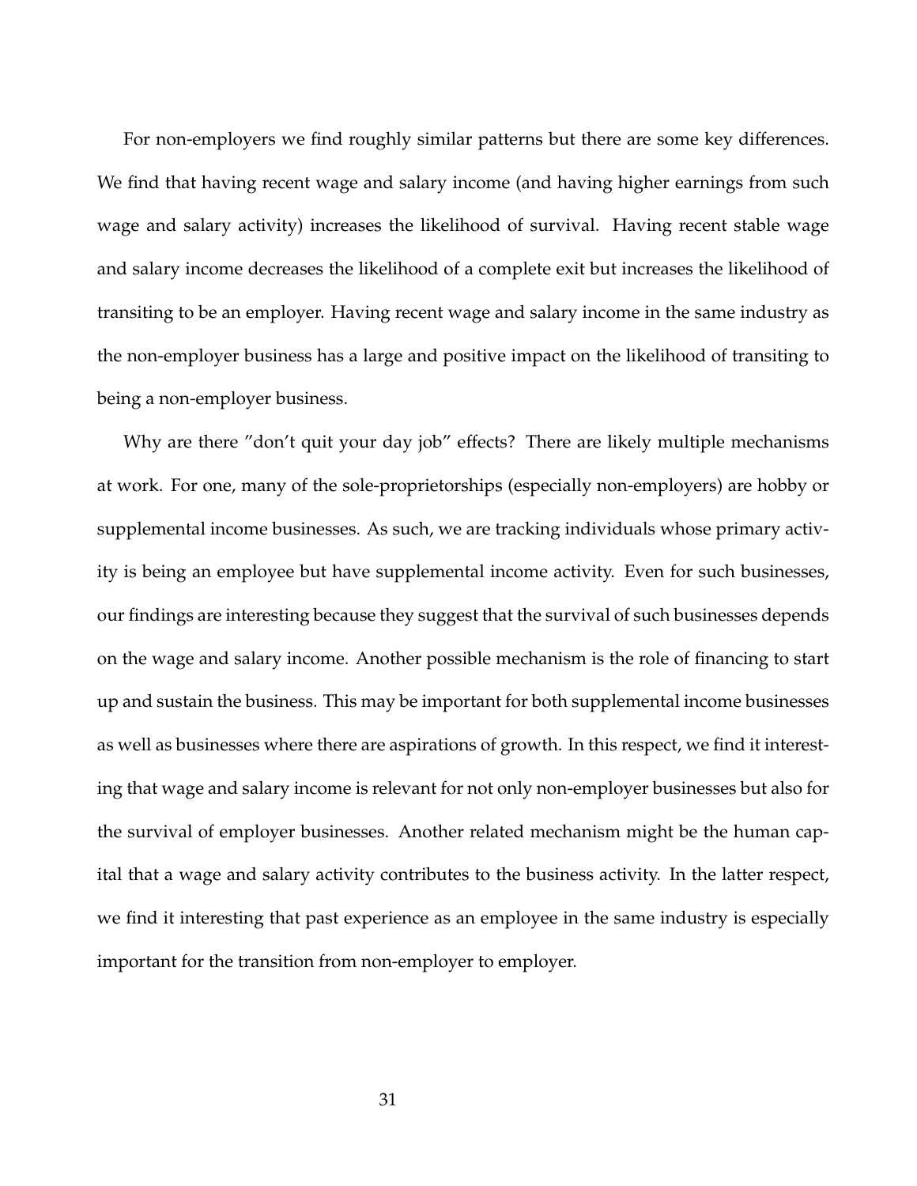For non-employers we find roughly similar patterns but there are some key differences. We find that having recent wage and salary income (and having higher earnings from such wage and salary activity) increases the likelihood of survival. Having recent stable wage and salary income decreases the likelihood of a complete exit but increases the likelihood of transiting to be an employer. Having recent wage and salary income in the same industry as the non-employer business has a large and positive impact on the likelihood of transiting to being a non-employer business.

Why are there "don't quit your day job" effects? There are likely multiple mechanisms at work. For one, many of the sole-proprietorships (especially non-employers) are hobby or supplemental income businesses. As such, we are tracking individuals whose primary activity is being an employee but have supplemental income activity. Even for such businesses, our findings are interesting because they suggest that the survival of such businesses depends on the wage and salary income. Another possible mechanism is the role of financing to start up and sustain the business. This may be important for both supplemental income businesses as well as businesses where there are aspirations of growth. In this respect, we find it interesting that wage and salary income is relevant for not only non-employer businesses but also for the survival of employer businesses. Another related mechanism might be the human capital that a wage and salary activity contributes to the business activity. In the latter respect, we find it interesting that past experience as an employee in the same industry is especially important for the transition from non-employer to employer.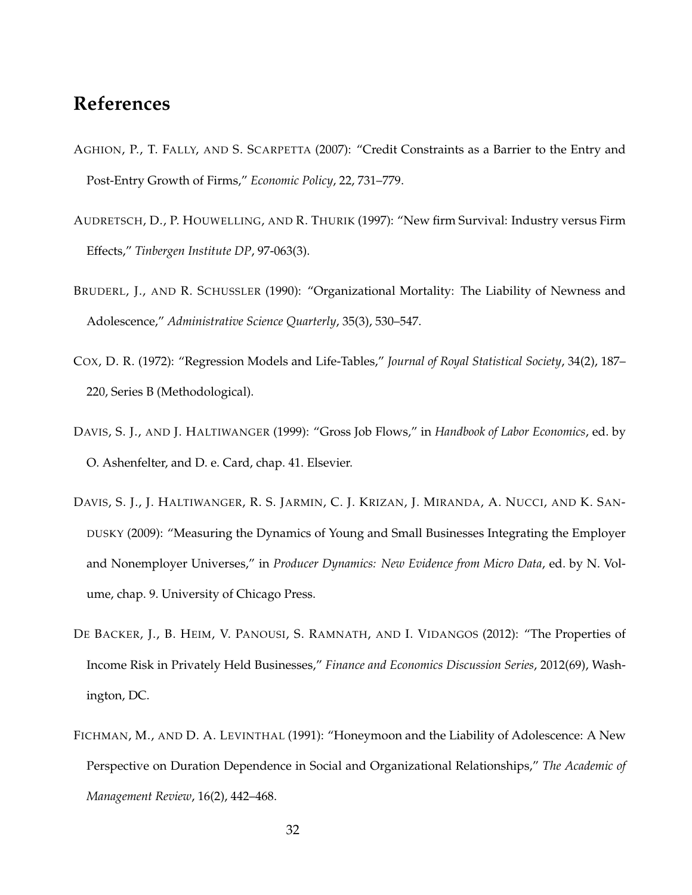# References

AGHION, P., T. FALLY, AND S. SCARPETTA (2007): "Credit Constraints as a Barrier to the Entry and Post-Entry Growth of Firms," *Economic Policy*, 22, 731–779.

AUDRETSCH, D., P. HOUWELLING, AND R. THURIK (1997): "New firm Survival: Industry versus Firm Effects," *Tinbergen Institute DP*, 97-063(3).

BRUDERL, J., AND R. SCHUSSLER (1990): "Organizational Mortality: The Liability of Newness and Adolescence," *Administrative Science Quarterly*, 35(3), 530–547.

COX, D. R. (1972): "Regression Models and Life-Tables," *Journal of Royal Statistical Society*, 34(2), 187–220, Series B (Methodological).

DAVIS, S. J., AND J. HALTIWANGER (1999): "Gross Job Flows," in *Handbook of Labor Economics*, ed. by O. Ashenfelter, and D. e. Card, chap. 41. Elsevier.

DAVIS, S. J., J. HALTIWANGER, R. S. JARMIN, C. J. KRIZAN, J. MIRANDA, A. NUCCI, AND K. SANDUSKY (2009): "Measuring the Dynamics of Young and Small Businesses Integrating the Employer and Nonemployer Universes," in *Producer Dynamics: New Evidence from Micro Data*, ed. by N. Volume, chap. 9. University of Chicago Press.

DE BACKER, J., B. HEIM, V. PANOUSI, S. RAMNATH, AND I. VIDANGOS (2012): "The Properties of Income Risk in Privately Held Businesses," *Finance and Economics Discussion Series*, 2012(69), Washington, DC.

FICHMAN, M., AND D. A. LEVINTHAL (1991): "Honeymoon and the Liability of Adolescence: A New Perspective on Duration Dependence in Social and Organizational Relationships," *The Academic of Management Review*, 16(2), 442–468.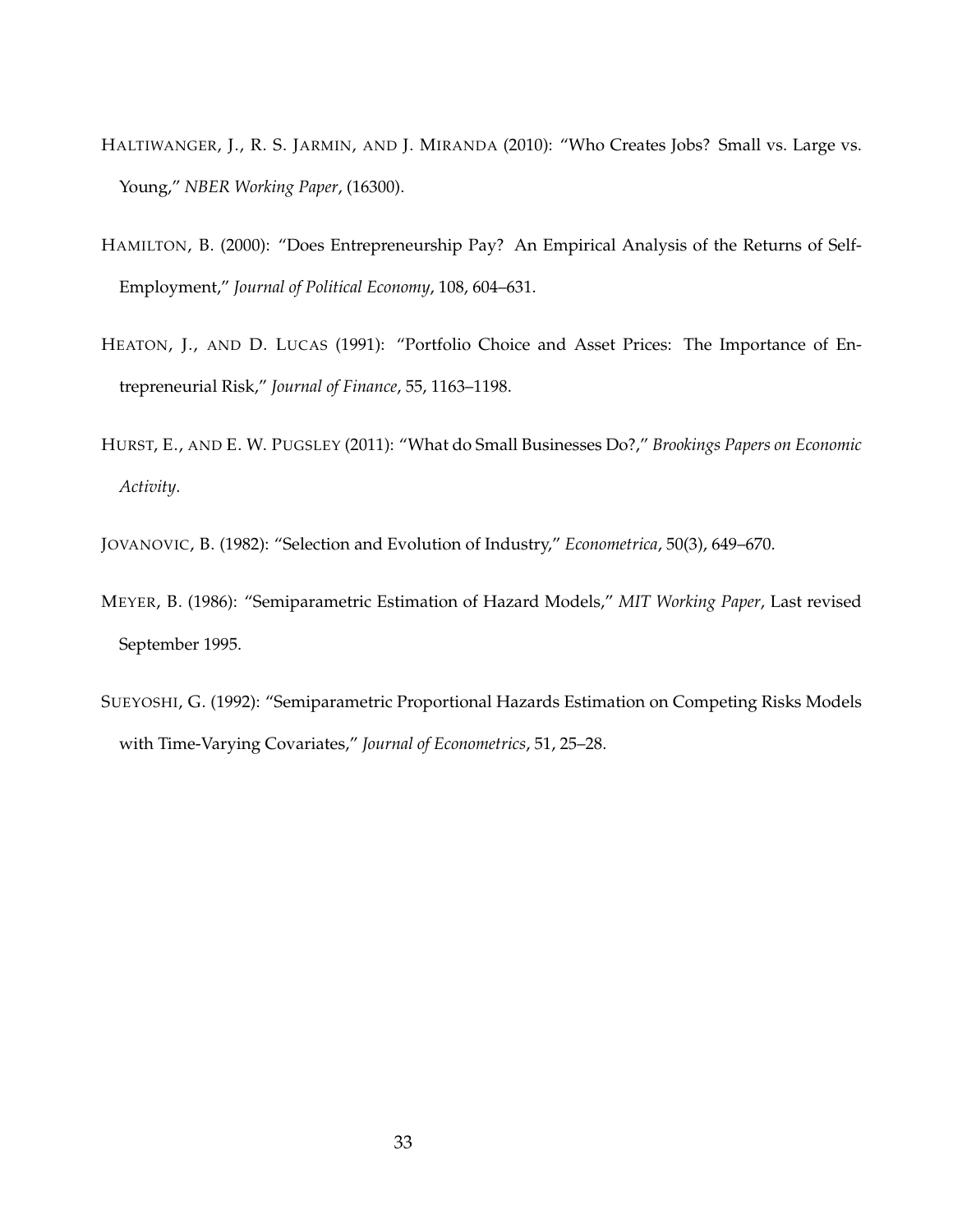HALTIWANGER, J., R. S. JARMIN, AND J. MIRANDA (2010): "Who Creates Jobs? Small vs. Large vs. Young," *NBER Working Paper*, (16300).

HAMILTON, B. (2000): "Does Entrepreneurship Pay? An Empirical Analysis of the Returns of Self-Employment," *Journal of Political Economy*, 108, 604–631.

HEATON, J., AND D. LUCAS (1991): "Portfolio Choice and Asset Prices: The Importance of Entrepreneurial Risk," *Journal of Finance*, 55, 1163–1198.

HURST, E., AND E. W. PUGSLEY (2011): "What do Small Businesses Do?," *Brookings Papers on Economic Activity*.

JOVANOVIC, B. (1982): "Selection and Evolution of Industry," *Econometrica*, 50(3), 649–670.

MEYER, B. (1986): "Semiparametric Estimation of Hazard Models," *MIT Working Paper*, Last revised September 1995.

SUEYOSHI, G. (1992): "Semiparametric Proportional Hazards Estimation on Competing Risks Models with Time-Varying Covariates," *Journal of Econometrics*, 51, 25–28.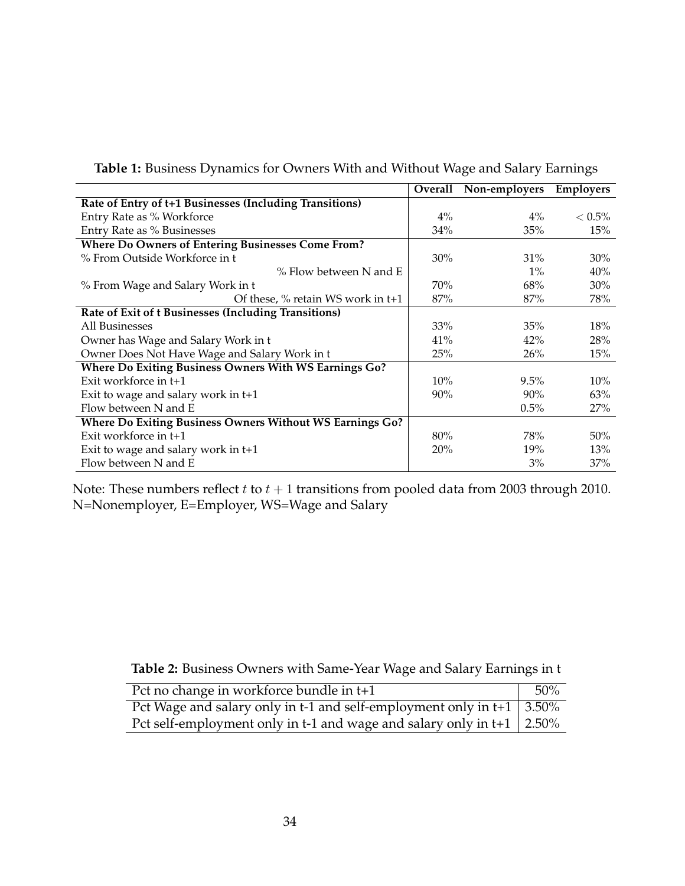**Table 1:** Business Dynamics for Owners With and Without Wage and Salary Earnings

| | Overall | Non-employers | Employers |
|---|---|---|---|
| **Rate of Entry of t+1 Businesses (Including Transitions)** | | | |
| Entry Rate as % Workforce | 4% | 4% | $< 0.5\%$ |
| Entry Rate as % Businesses | 34% | 35% | 15% |
| **Where Do Owners of Entering Businesses Come From?** | | | |
| % From Outside Workforce in t | 30% | 31% | 30% |
| % Flow between N and E | | 1% | 40% |
| % From Wage and Salary Work in t | 70% | 68% | 30% |
| Of these, % retain WS work in t+1 | 87% | 87% | 78% |
| **Rate of Exit of t Businesses (Including Transitions)** | | | |
| All Businesses | 33% | 35% | 18% |
| Owner has Wage and Salary Work in t | 41% | 42% | 28% |
| Owner Does Not Have Wage and Salary Work in t | 25% | 26% | 15% |
| **Where Do Exiting Business Owners With WS Earnings Go?** | | | |
| Exit workforce in t+1 | 10% | 9.5% | 10% |
| Exit to wage and salary work in t+1 | 90% | 90% | 63% |
| Flow between N and E | | 0.5% | 27% |
| **Where Do Exiting Business Owners Without WS Earnings Go?** | | | |
| Exit workforce in t+1 | 80% | 78% | 50% |
| Exit to wage and salary work in t+1 | 20% | 19% | 13% |
| Flow between N and E | | 3% | 37% |

Note: These numbers reflect $t$ to $t + 1$ transitions from pooled data from 2003 through 2010. N=Nonemployer, E=Employer, WS=Wage and Salary

**Table 2:** Business Owners with Same-Year Wage and Salary Earnings in t

| | |
|---|---|
| Pct no change in workforce bundle in t+1 | 50% |
| Pct Wage and salary only in t-1 and self-employment only in t+1 | 3.50% |
| Pct self-employment only in t-1 and wage and salary only in t+1 | 2.50% |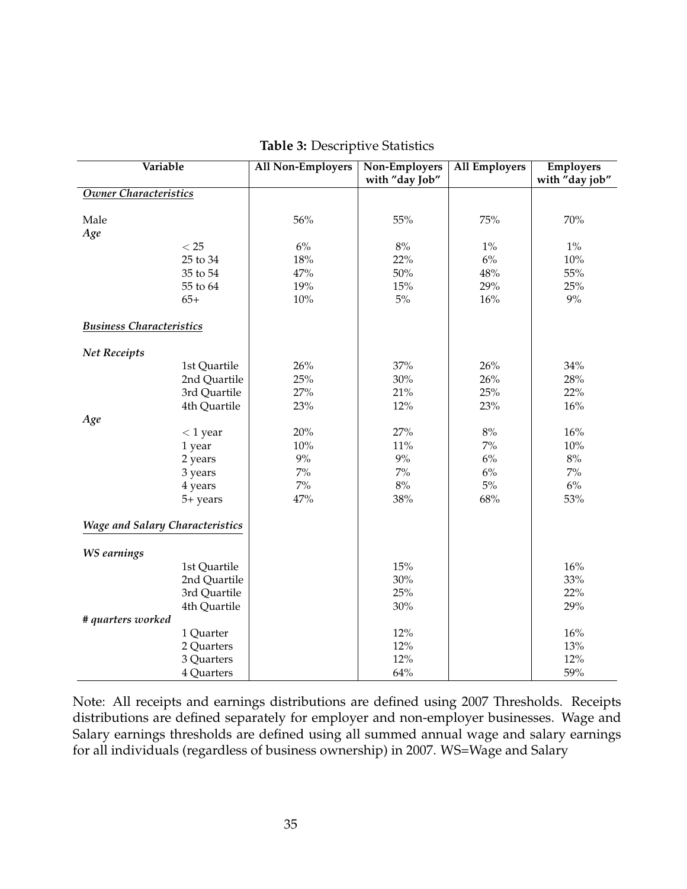**Table 3:** Descriptive Statistics

| Variable | | All Non-Employers | Non-Employers with "day Job" | All Employers | Employers with "day job" |
|---|---|---|---|---|---|
| ***Owner Characteristics*** | | | | | |
| Male | | 56% | 55% | 75% | 70% |
| ***Age*** | | | | | |
| | < 25 | 6% | 8% | 1% | 1% |
| | 25 to 34 | 18% | 22% | 6% | 10% |
| | 35 to 54 | 47% | 50% | 48% | 55% |
| | 55 to 64 | 19% | 15% | 29% | 25% |
| | 65+ | 10% | 5% | 16% | 9% |
| ***Business Characteristics*** | | | | | |
| ***Net Receipts*** | | | | | |
| | 1st Quartile | 26% | 37% | 26% | 34% |
| | 2nd Quartile | 25% | 30% | 26% | 28% |
| | 3rd Quartile | 27% | 21% | 25% | 22% |
| | 4th Quartile | 23% | 12% | 23% | 16% |
| ***Age*** | | | | | |
| | < 1 year | 20% | 27% | 8% | 16% |
| | 1 year | 10% | 11% | 7% | 10% |
| | 2 years | 9% | 9% | 6% | 8% |
| | 3 years | 7% | 7% | 6% | 7% |
| | 4 years | 7% | 8% | 5% | 6% |
| | 5+ years | 47% | 38% | 68% | 53% |
| ***Wage and Salary Characteristics*** | | | | | |
| ***WS earnings*** | | | | | |
| | 1st Quartile | | 15% | | 16% |
| | 2nd Quartile | | 30% | | 33% |
| | 3rd Quartile | | 25% | | 22% |
| | 4th Quartile | | 30% | | 29% |
| ***# quarters worked*** | | | | | |
| | 1 Quarter | | 12% | | 16% |
| | 2 Quarters | | 12% | | 13% |
| | 3 Quarters | | 12% | | 12% |
| | 4 Quarters | | 64% | | 59% |

Note: All receipts and earnings distributions are defined using 2007 Thresholds. Receipts distributions are defined separately for employer and non-employer businesses. Wage and Salary earnings thresholds are defined using all summed annual wage and salary earnings for all individuals (regardless of business ownership) in 2007. WS=Wage and Salary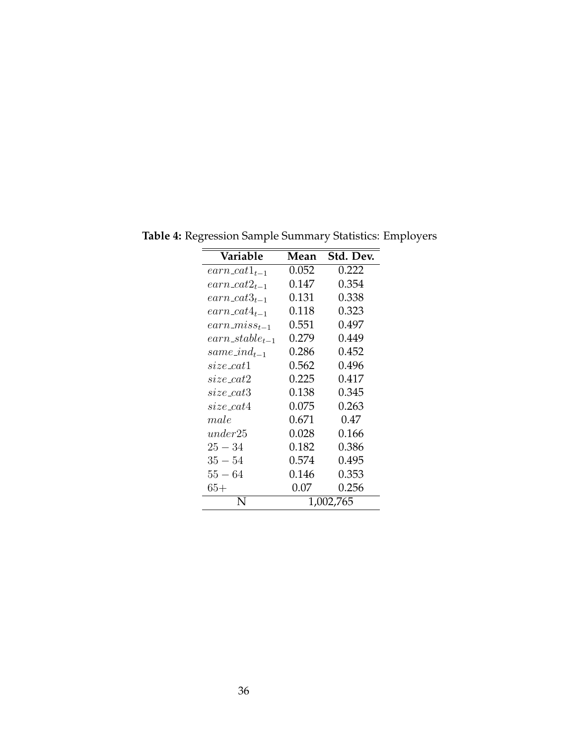**Table 4:** Regression Sample Summary Statistics: Employers

| Variable | Mean | Std. Dev. |
|---|---|---|
| $earn\_cat1_{t-1}$ | 0.052 | 0.222 |
| $earn\_cat2_{t-1}$ | 0.147 | 0.354 |
| $earn\_cat3_{t-1}$ | 0.131 | 0.338 |
| $earn\_cat4_{t-1}$ | 0.118 | 0.323 |
| $earn\_miss_{t-1}$ | 0.551 | 0.497 |
| $earn\_stable_{t-1}$ | 0.279 | 0.449 |
| $same\_ind_{t-1}$ | 0.286 | 0.452 |
| $size\_cat1$ | 0.562 | 0.496 |
| $size\_cat2$ | 0.225 | 0.417 |
| $size\_cat3$ | 0.138 | 0.345 |
| $size\_cat4$ | 0.075 | 0.263 |
| $male$ | 0.671 | 0.47 |
| $under25$ | 0.028 | 0.166 |
| $25-34$ | 0.182 | 0.386 |
| $35-54$ | 0.574 | 0.495 |
| $55-64$ | 0.146 | 0.353 |
| $65+$ | 0.07 | 0.256 |
| N | 1,002,765 | |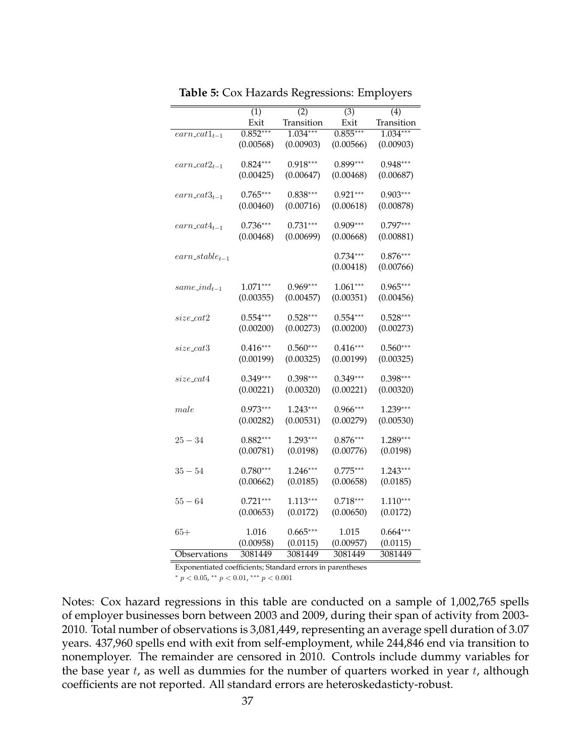**Table 5:** Cox Hazards Regressions: Employers

| | (1) | (2) | (3) | (4) |
|---|---|---|---|---|
| | Exit | Transition | Exit | Transition |
| $earn\_cat1_{t-1}$ | 0.852*** | 1.034*** | 0.855*** | 1.034*** |
| | (0.00568) | (0.00903) | (0.00566) | (0.00903) |
| $earn\_cat2_{t-1}$ | 0.824*** | 0.918*** | 0.899*** | 0.948*** |
| | (0.00425) | (0.00647) | (0.00468) | (0.00687) |
| $earn\_cat3_{t-1}$ | 0.765*** | 0.838*** | 0.921*** | 0.903*** |
| | (0.00460) | (0.00716) | (0.00618) | (0.00878) |
| $earn\_cat4_{t-1}$ | 0.736*** | 0.731*** | 0.909*** | 0.797*** |
| | (0.00468) | (0.00699) | (0.00668) | (0.00881) |
| $earn\_stable_{t-1}$ | | | 0.734*** | 0.876*** |
| | | | (0.00418) | (0.00766) |
| $same\_ind_{t-1}$ | 1.071*** | 0.969*** | 1.061*** | 0.965*** |
| | (0.00355) | (0.00457) | (0.00351) | (0.00456) |
| $size\_cat2$ | 0.554*** | 0.528*** | 0.554*** | 0.528*** |
| | (0.00200) | (0.00273) | (0.00200) | (0.00273) |
| $size\_cat3$ | 0.416*** | 0.560*** | 0.416*** | 0.560*** |
| | (0.00199) | (0.00325) | (0.00199) | (0.00325) |
| $size\_cat4$ | 0.349*** | 0.398*** | 0.349*** | 0.398*** |
| | (0.00221) | (0.00320) | (0.00221) | (0.00320) |
| $male$ | 0.973*** | 1.243*** | 0.966*** | 1.239*** |
| | (0.00282) | (0.00531) | (0.00279) | (0.00530) |
| $25-34$ | 0.882*** | 1.293*** | 0.876*** | 1.289*** |
| | (0.00781) | (0.0198) | (0.00776) | (0.0198) |
| $35-54$ | 0.780*** | 1.246*** | 0.775*** | 1.243*** |
| | (0.00662) | (0.0185) | (0.00658) | (0.0185) |
| $55-64$ | 0.721*** | 1.113*** | 0.718*** | 1.110*** |
| | (0.00653) | (0.0172) | (0.00650) | (0.0172) |
| $65+$ | 1.016 | 0.665*** | 1.015 | 0.664*** |
| | (0.00958) | (0.0115) | (0.00957) | (0.0115) |
| Observations | 3081449 | 3081449 | 3081449 | 3081449 |

Exponentiated coefficients; Standard errors in parentheses

* $p < 0.05$, ** $p < 0.01$, *** $p < 0.001$

Notes: Cox hazard regressions in this table are conducted on a sample of 1,002,765 spells of employer businesses born between 2003 and 2009, during their span of activity from 2003-2010. Total number of observations is 3,081,449, representing an average spell duration of 3.07 years. 437,960 spells end with exit from self-employment, while 244,846 end via transition to nonemployer. The remainder are censored in 2010. Controls include dummy variables for the base year $t$, as well as dummies for the number of quarters worked in year $t$, although coefficients are not reported. All standard errors are heteroskedasticty-robust.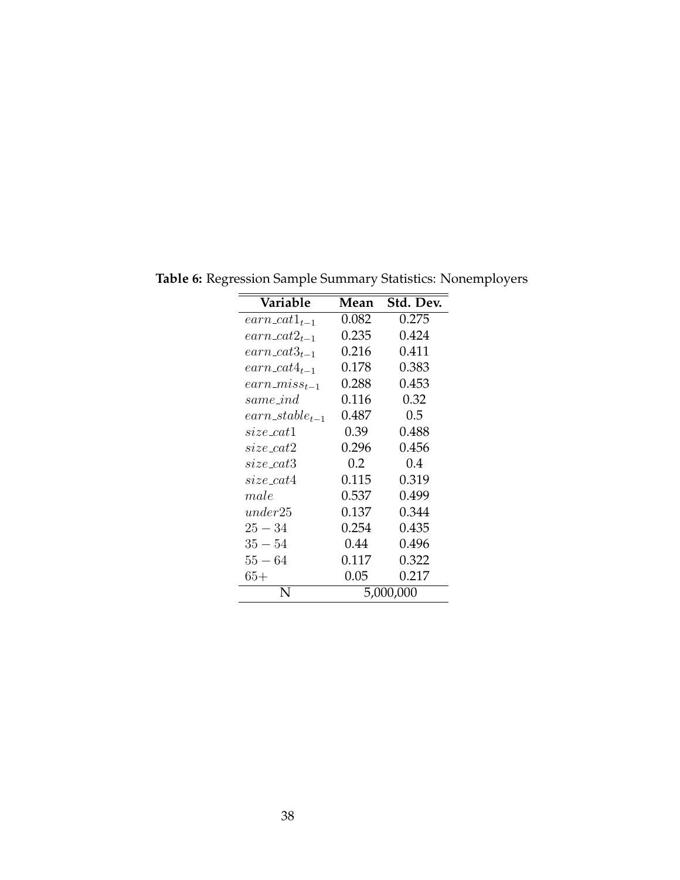**Table 6:** Regression Sample Summary Statistics: Nonemployers

| Variable | Mean | Std. Dev. |
|---|---|---|
| $earn\_cat1_{t-1}$ | 0.082 | 0.275 |
| $earn\_cat2_{t-1}$ | 0.235 | 0.424 |
| $earn\_cat3_{t-1}$ | 0.216 | 0.411 |
| $earn\_cat4_{t-1}$ | 0.178 | 0.383 |
| $earn\_miss_{t-1}$ | 0.288 | 0.453 |
| $same\_ind$ | 0.116 | 0.32 |
| $earn\_stable_{t-1}$ | 0.487 | 0.5 |
| $size\_cat1$ | 0.39 | 0.488 |
| $size\_cat2$ | 0.296 | 0.456 |
| $size\_cat3$ | 0.2 | 0.4 |
| $size\_cat4$ | 0.115 | 0.319 |
| $male$ | 0.537 | 0.499 |
| $under25$ | 0.137 | 0.344 |
| $25-34$ | 0.254 | 0.435 |
| $35-54$ | 0.44 | 0.496 |
| $55-64$ | 0.117 | 0.322 |
| $65+$ | 0.05 | 0.217 |
| N | 5,000,000 | |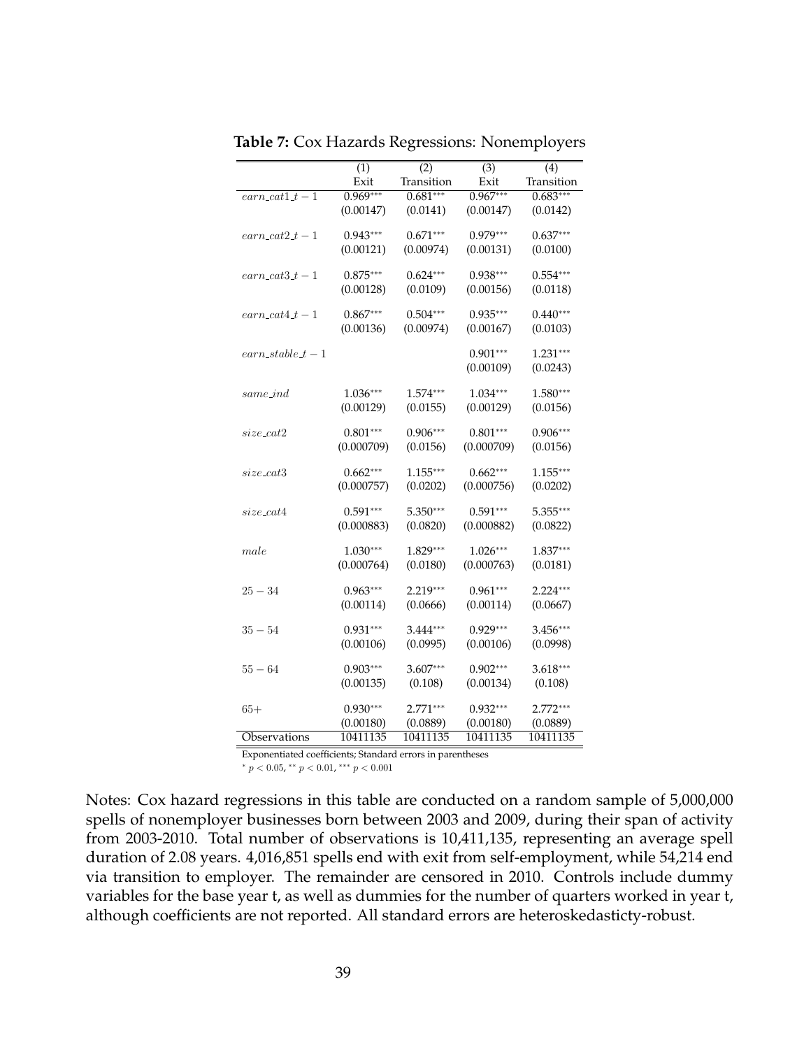**Table 7:** Cox Hazards Regressions: Nonemployers

| | (1) | (2) | (3) | (4) |
|---|---|---|---|---|
| | Exit | Transition | Exit | Transition |
| $earn\_cat1\_t-1$ | 0.969*** | 0.681*** | 0.967*** | 0.683*** |
| | (0.00147) | (0.0141) | (0.00147) | (0.0142) |
| $earn\_cat2\_t-1$ | 0.943*** | 0.671*** | 0.979*** | 0.637*** |
| | (0.00121) | (0.00974) | (0.00131) | (0.0100) |
| $earn\_cat3\_t-1$ | 0.875*** | 0.624*** | 0.938*** | 0.554*** |
| | (0.00128) | (0.0109) | (0.00156) | (0.0118) |
| $earn\_cat4\_t-1$ | 0.867*** | 0.504*** | 0.935*** | 0.440*** |
| | (0.00136) | (0.00974) | (0.00167) | (0.0103) |
| $earn\_stable\_t-1$ | | | 0.901*** | 1.231*** |
| | | | (0.00109) | (0.0243) |
| $same\_ind$ | 1.036*** | 1.574*** | 1.034*** | 1.580*** |
| | (0.00129) | (0.0155) | (0.00129) | (0.0156) |
| $size\_cat2$ | 0.801*** | 0.906*** | 0.801*** | 0.906*** |
| | (0.000709) | (0.0156) | (0.000709) | (0.0156) |
| $size\_cat3$ | 0.662*** | 1.155*** | 0.662*** | 1.155*** |
| | (0.000757) | (0.0202) | (0.000756) | (0.0202) |
| $size\_cat4$ | 0.591*** | 5.350*** | 0.591*** | 5.355*** |
| | (0.000883) | (0.0820) | (0.000882) | (0.0822) |
| $male$ | 1.030*** | 1.829*** | 1.026*** | 1.837*** |
| | (0.000764) | (0.0180) | (0.000763) | (0.0181) |
| $25-34$ | 0.963*** | 2.219*** | 0.961*** | 2.224*** |
| | (0.00114) | (0.0666) | (0.00114) | (0.0667) |
| $35-54$ | 0.931*** | 3.444*** | 0.929*** | 3.456*** |
| | (0.00106) | (0.0995) | (0.00106) | (0.0998) |
| $55-64$ | 0.903*** | 3.607*** | 0.902*** | 3.618*** |
| | (0.00135) | (0.108) | (0.00134) | (0.108) |
| $65+$ | 0.930*** | 2.771*** | 0.932*** | 2.772*** |
| | (0.00180) | (0.0889) | (0.00180) | (0.0889) |
| Observations | 10411135 | 10411135 | 10411135 | 10411135 |

Exponentiated coefficients; Standard errors in parentheses

* $p < 0.05$, ** $p < 0.01$, *** $p < 0.001$

Notes: Cox hazard regressions in this table are conducted on a random sample of 5,000,000 spells of nonemployer businesses born between 2003 and 2009, during their span of activity from 2003-2010. Total number of observations is 10,411,135, representing an average spell duration of 2.08 years. 4,016,851 spells end with exit from self-employment, while 54,214 end via transition to employer. The remainder are censored in 2010. Controls include dummy variables for the base year t, as well as dummies for the number of quarters worked in year t, although coefficients are not reported. All standard errors are heteroskedasticty-robust.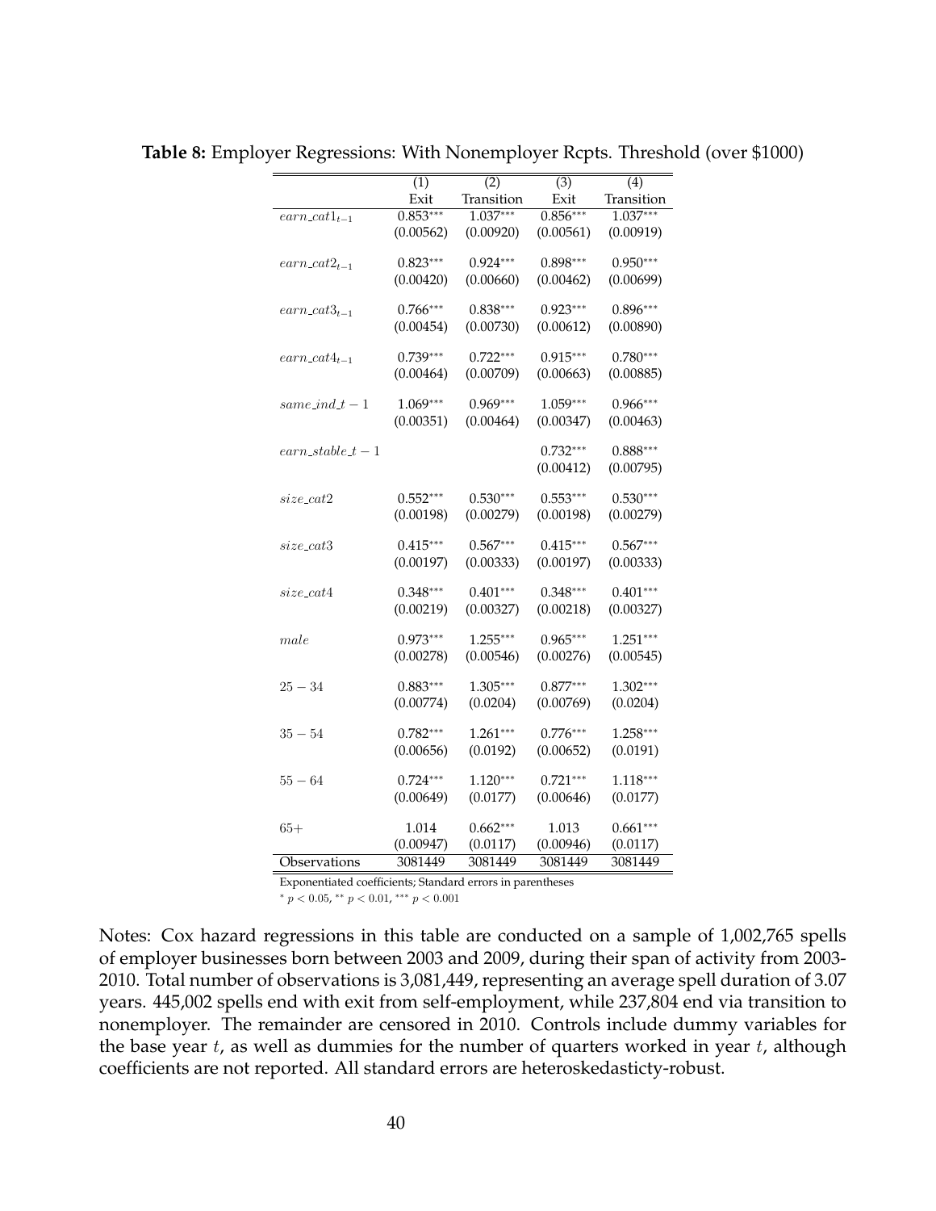**Table 8:** Employer Regressions: With Nonemployer Rcpts. Threshold (over \$1000)

| | (1) | (2) | (3) | (4) |
|---|---|---|---|---|
| | Exit | Transition | Exit | Transition |
| $earn\_cat1_{t-1}$ | 0.853*** | 1.037*** | 0.856*** | 1.037*** |
| | (0.00562) | (0.00920) | (0.00561) | (0.00919) |
| $earn\_cat2_{t-1}$ | 0.823*** | 0.924*** | 0.898*** | 0.950*** |
| | (0.00420) | (0.00660) | (0.00462) | (0.00699) |
| $earn\_cat3_{t-1}$ | 0.766*** | 0.838*** | 0.923*** | 0.896*** |
| | (0.00454) | (0.00730) | (0.00612) | (0.00890) |
| $earn\_cat4_{t-1}$ | 0.739*** | 0.722*** | 0.915*** | 0.780*** |
| | (0.00464) | (0.00709) | (0.00663) | (0.00885) |
| $same\_ind\_t-1$ | 1.069*** | 0.969*** | 1.059*** | 0.966*** |
| | (0.00351) | (0.00464) | (0.00347) | (0.00463) |
| $earn\_stable\_t-1$ | | | 0.732*** | 0.888*** |
| | | | (0.00412) | (0.00795) |
| $size\_cat2$ | 0.552*** | 0.530*** | 0.553*** | 0.530*** |
| | (0.00198) | (0.00279) | (0.00198) | (0.00279) |
| $size\_cat3$ | 0.415*** | 0.567*** | 0.415*** | 0.567*** |
| | (0.00197) | (0.00333) | (0.00197) | (0.00333) |
| $size\_cat4$ | 0.348*** | 0.401*** | 0.348*** | 0.401*** |
| | (0.00219) | (0.00327) | (0.00218) | (0.00327) |
| $male$ | 0.973*** | 1.255*** | 0.965*** | 1.251*** |
| | (0.00278) | (0.00546) | (0.00276) | (0.00545) |
| $25-34$ | 0.883*** | 1.305*** | 0.877*** | 1.302*** |
| | (0.00774) | (0.0204) | (0.00769) | (0.0204) |
| $35-54$ | 0.782*** | 1.261*** | 0.776*** | 1.258*** |
| | (0.00656) | (0.0192) | (0.00652) | (0.0191) |
| $55-64$ | 0.724*** | 1.120*** | 0.721*** | 1.118*** |
| | (0.00649) | (0.0177) | (0.00646) | (0.0177) |
| $65+$ | 1.014 | 0.662*** | 1.013 | 0.661*** |
| | (0.00947) | (0.0117) | (0.00946) | (0.0117) |
| Observations | 3081449 | 3081449 | 3081449 | 3081449 |

Exponentiated coefficients; Standard errors in parentheses

* $p < 0.05$, ** $p < 0.01$, *** $p < 0.001$

Notes: Cox hazard regressions in this table are conducted on a sample of 1,002,765 spells of employer businesses born between 2003 and 2009, during their span of activity from 2003-2010. Total number of observations is 3,081,449, representing an average spell duration of 3.07 years. 445,002 spells end with exit from self-employment, while 237,804 end via transition to nonemployer. The remainder are censored in 2010. Controls include dummy variables for the base year $t$, as well as dummies for the number of quarters worked in year $t$, although coefficients are not reported. All standard errors are heteroskedasticty-robust.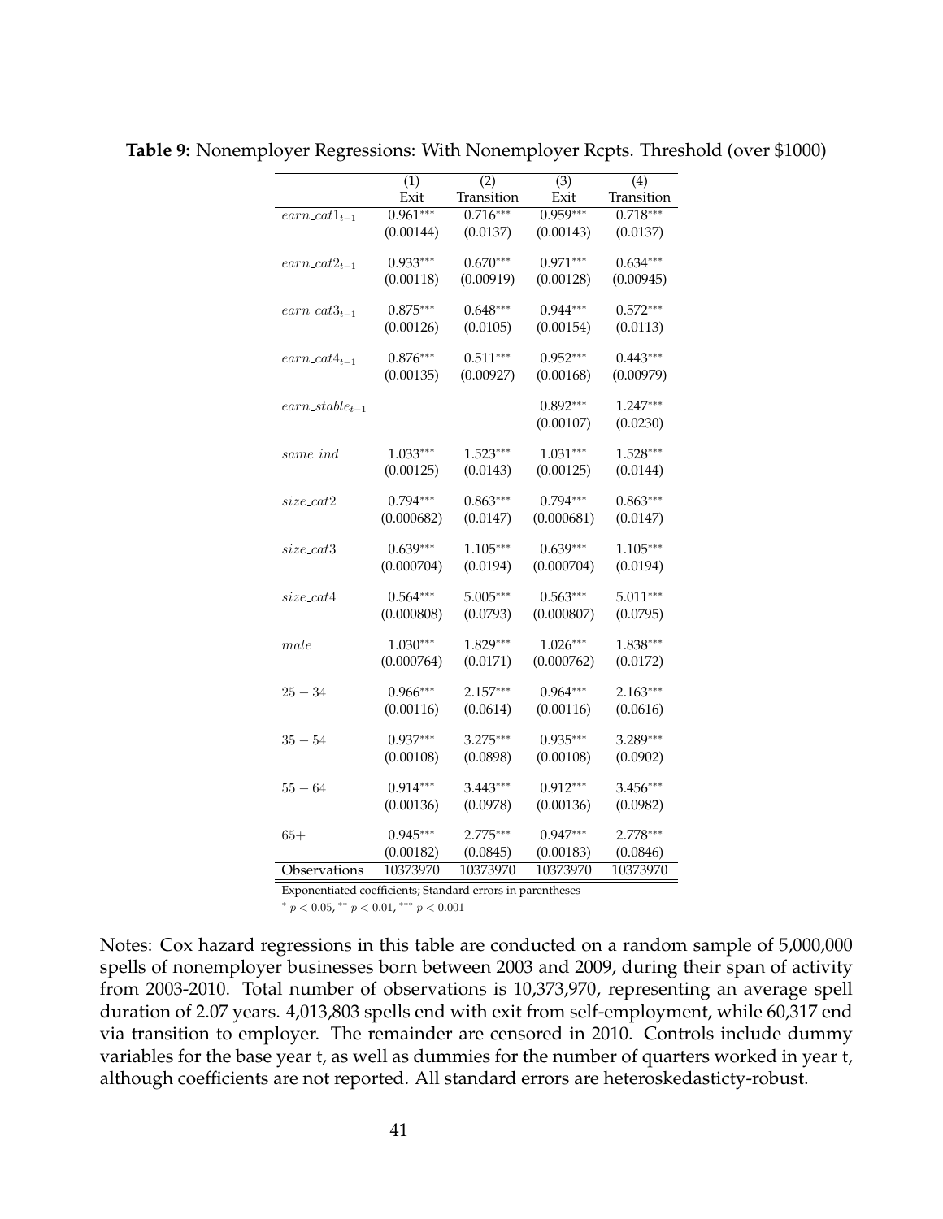**Table 9:** Nonemployer Regressions: With Nonemployer Rcpts. Threshold (over $1000)

| | (1) Exit | (2) Transition | (3) Exit | (4) Transition |
|---|---|---|---|---|
| $earn\_cat1_{t-1}$ | 0.961*** | 0.716*** | 0.959*** | 0.718*** |
| | (0.00144) | (0.0137) | (0.00143) | (0.0137) |
| $earn\_cat2_{t-1}$ | 0.933*** | 0.670*** | 0.971*** | 0.634*** |
| | (0.00118) | (0.00919) | (0.00128) | (0.00945) |
| $earn\_cat3_{t-1}$ | 0.875*** | 0.648*** | 0.944*** | 0.572*** |
| | (0.00126) | (0.0105) | (0.00154) | (0.0113) |
| $earn\_cat4_{t-1}$ | 0.876*** | 0.511*** | 0.952*** | 0.443*** |
| | (0.00135) | (0.00927) | (0.00168) | (0.00979) |
| $earn\_stable_{t-1}$ | | | 0.892*** | 1.247*** |
| | | | (0.00107) | (0.0230) |
| $same\_ind$ | 1.033*** | 1.523*** | 1.031*** | 1.528*** |
| | (0.00125) | (0.0143) | (0.00125) | (0.0144) |
| $size\_cat2$ | 0.794*** | 0.863*** | 0.794*** | 0.863*** |
| | (0.000682) | (0.0147) | (0.000681) | (0.0147) |
| $size\_cat3$ | 0.639*** | 1.105*** | 0.639*** | 1.105*** |
| | (0.000704) | (0.0194) | (0.000704) | (0.0194) |
| $size\_cat4$ | 0.564*** | 5.005*** | 0.563*** | 5.011*** |
| | (0.000808) | (0.0793) | (0.000807) | (0.0795) |
| $male$ | 1.030*** | 1.829*** | 1.026*** | 1.838*** |
| | (0.000764) | (0.0171) | (0.000762) | (0.0172) |
| $25-34$ | 0.966*** | 2.157*** | 0.964*** | 2.163*** |
| | (0.00116) | (0.0614) | (0.00116) | (0.0616) |
| $35-54$ | 0.937*** | 3.275*** | 0.935*** | 3.289*** |
| | (0.00108) | (0.0898) | (0.00108) | (0.0902) |
| $55-64$ | 0.914*** | 3.443*** | 0.912*** | 3.456*** |
| | (0.00136) | (0.0978) | (0.00136) | (0.0982) |
| $65+$ | 0.945*** | 2.775*** | 0.947*** | 2.778*** |
| | (0.00182) | (0.0845) | (0.00183) | (0.0846) |
| Observations | 10373970 | 10373970 | 10373970 | 10373970 |

Exponentiated coefficients; Standard errors in parentheses

* $p < 0.05$, ** $p < 0.01$, *** $p < 0.001$

Notes: Cox hazard regressions in this table are conducted on a random sample of 5,000,000 spells of nonemployer businesses born between 2003 and 2009, during their span of activity from 2003-2010. Total number of observations is 10,373,970, representing an average spell duration of 2.07 years. 4,013,803 spells end with exit from self-employment, while 60,317 end via transition to employer. The remainder are censored in 2010. Controls include dummy variables for the base year t, as well as dummies for the number of quarters worked in year t, although coefficients are not reported. All standard errors are heteroskedasticty-robust.